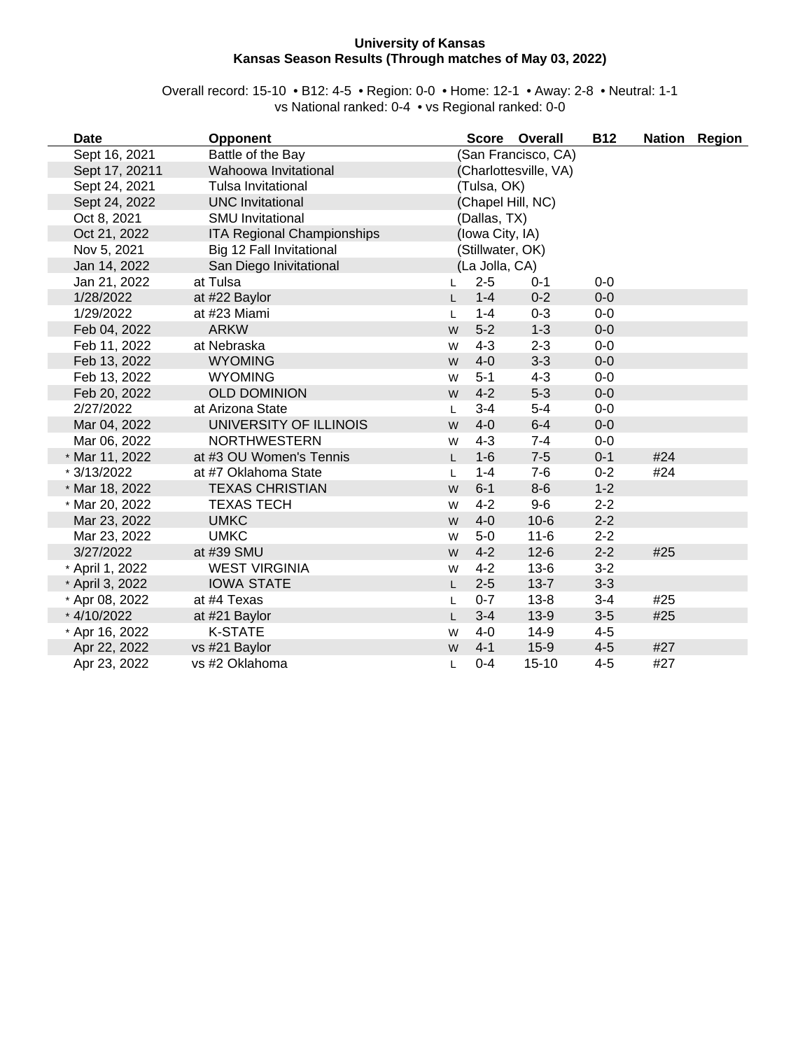**University of Kansas**
**Kansas Season Results (Through matches of May 03, 2022)**

Overall record: 15-10 • B12: 4-5 • Region: 0-0 • Home: 12-1 • Away: 2-8 • Neutral: 1-1
vs National ranked: 0-4 • vs Regional ranked: 0-0

| Date | Opponent | | Score | Overall | B12 | Nation | Region |
|---|---|---|---|---|---|---|---|
| Sept 16, 2021 | Battle of the Bay | | (San Francisco, CA) | | | | |
| Sept 17, 20211 | Wahoowa Invitational | | (Charlottesville, VA) | | | | |
| Sept 24, 2021 | Tulsa Invitational | | (Tulsa, OK) | | | | |
| Sept 24, 2022 | UNC Invitational | | (Chapel Hill, NC) | | | | |
| Oct 8, 2021 | SMU Invitational | | (Dallas, TX) | | | | |
| Oct 21, 2022 | ITA Regional Championships | | (Iowa City, IA) | | | | |
| Nov 5, 2021 | Big 12 Fall Invitational | | (Stillwater, OK) | | | | |
| Jan 14, 2022 | San Diego Inivitational | | (La Jolla, CA) | | | | |
| Jan 21, 2022 | at Tulsa | L | 2-5 | 0-1 | 0-0 | | |
| 1/28/2022 | at #22 Baylor | L | 1-4 | 0-2 | 0-0 | | |
| 1/29/2022 | at #23 Miami | L | 1-4 | 0-3 | 0-0 | | |
| Feb 04, 2022 | ARKW | W | 5-2 | 1-3 | 0-0 | | |
| Feb 11, 2022 | at Nebraska | W | 4-3 | 2-3 | 0-0 | | |
| Feb 13, 2022 | WYOMING | W | 4-0 | 3-3 | 0-0 | | |
| Feb 13, 2022 | WYOMING | W | 5-1 | 4-3 | 0-0 | | |
| Feb 20, 2022 | OLD DOMINION | W | 4-2 | 5-3 | 0-0 | | |
| 2/27/2022 | at Arizona State | L | 3-4 | 5-4 | 0-0 | | |
| Mar 04, 2022 | UNIVERSITY OF ILLINOIS | W | 4-0 | 6-4 | 0-0 | | |
| Mar 06, 2022 | NORTHWESTERN | W | 4-3 | 7-4 | 0-0 | | |
| * Mar 11, 2022 | at #3 OU Women's Tennis | L | 1-6 | 7-5 | 0-1 | #24 | |
| * 3/13/2022 | at #7 Oklahoma State | L | 1-4 | 7-6 | 0-2 | #24 | |
| * Mar 18, 2022 | TEXAS CHRISTIAN | W | 6-1 | 8-6 | 1-2 | | |
| * Mar 20, 2022 | TEXAS TECH | W | 4-2 | 9-6 | 2-2 | | |
| Mar 23, 2022 | UMKC | W | 4-0 | 10-6 | 2-2 | | |
| Mar 23, 2022 | UMKC | W | 5-0 | 11-6 | 2-2 | | |
| 3/27/2022 | at #39 SMU | W | 4-2 | 12-6 | 2-2 | #25 | |
| * April 1, 2022 | WEST VIRGINIA | W | 4-2 | 13-6 | 3-2 | | |
| * April 3, 2022 | IOWA STATE | L | 2-5 | 13-7 | 3-3 | | |
| * Apr 08, 2022 | at #4 Texas | L | 0-7 | 13-8 | 3-4 | #25 | |
| * 4/10/2022 | at #21 Baylor | L | 3-4 | 13-9 | 3-5 | #25 | |
| * Apr 16, 2022 | K-STATE | W | 4-0 | 14-9 | 4-5 | | |
| Apr 22, 2022 | vs #21 Baylor | W | 4-1 | 15-9 | 4-5 | #27 | |
| Apr 23, 2022 | vs #2 Oklahoma | L | 0-4 | 15-10 | 4-5 | #27 | |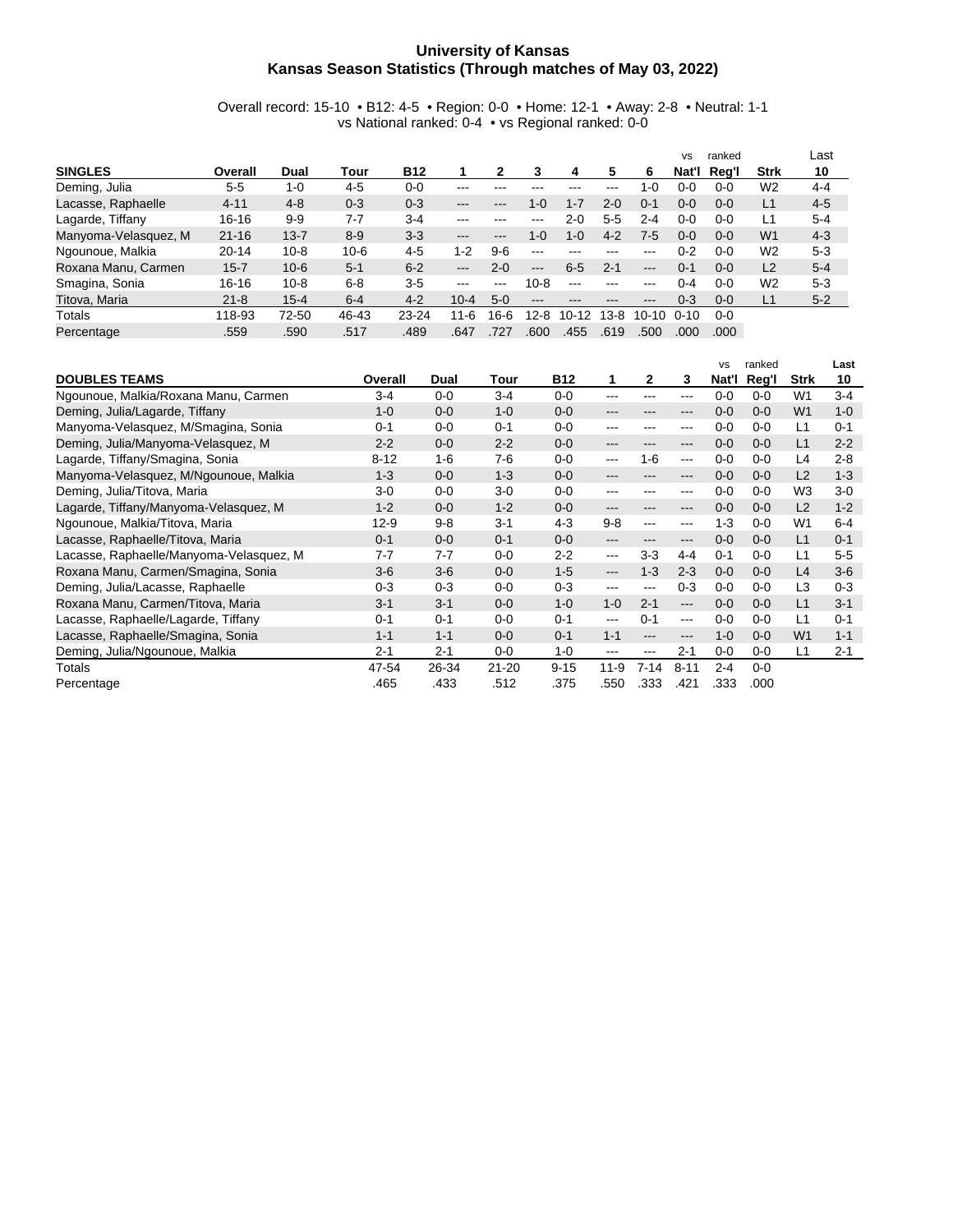# University of Kansas

## Kansas Season Statistics (Through matches of May 03, 2022)

Overall record: 15-10 • B12: 4-5 • Region: 0-0 • Home: 12-1 • Away: 2-8 • Neutral: 1-1
vs National ranked: 0-4 • vs Regional ranked: 0-0

| SINGLES | Overall | Dual | Tour | B12 | 1 | 2 | 3 | 4 | 5 | 6 | vs Nat'l | ranked Reg'l | Strk | Last 10 |
|---|---|---|---|---|---|---|---|---|---|---|---|---|---|---|
| Deming, Julia | 5-5 | 1-0 | 4-5 | 0-0 | --- | --- | --- | --- | --- | 1-0 | 0-0 | 0-0 | W2 | 4-4 |
| Lacasse, Raphaelle | 4-11 | 4-8 | 0-3 | 0-3 | --- | --- | 1-0 | 1-7 | 2-0 | 0-1 | 0-0 | 0-0 | L1 | 4-5 |
| Lagarde, Tiffany | 16-16 | 9-9 | 7-7 | 3-4 | --- | --- | --- | 2-0 | 5-5 | 2-4 | 0-0 | 0-0 | L1 | 5-4 |
| Manyoma-Velasquez, M | 21-16 | 13-7 | 8-9 | 3-3 | --- | --- | 1-0 | 1-0 | 4-2 | 7-5 | 0-0 | 0-0 | W1 | 4-3 |
| Ngounoue, Malkia | 20-14 | 10-8 | 10-6 | 4-5 | 1-2 | 9-6 | --- | --- | --- | --- | 0-2 | 0-0 | W2 | 5-3 |
| Roxana Manu, Carmen | 15-7 | 10-6 | 5-1 | 6-2 | --- | 2-0 | --- | 6-5 | 2-1 | --- | 0-1 | 0-0 | L2 | 5-4 |
| Smagina, Sonia | 16-16 | 10-8 | 6-8 | 3-5 | --- | --- | 10-8 | --- | --- | --- | 0-4 | 0-0 | W2 | 5-3 |
| Titova, Maria | 21-8 | 15-4 | 6-4 | 4-2 | 10-4 | 5-0 | --- | --- | --- | --- | 0-3 | 0-0 | L1 | 5-2 |
| Totals | 118-93 | 72-50 | 46-43 | 23-24 | 11-6 | 16-6 | 12-8 | 10-12 | 13-8 | 10-10 | 0-10 | 0-0 | | |
| Percentage | .559 | .590 | .517 | .489 | .647 | .727 | .600 | .455 | .619 | .500 | .000 | .000 | | |

| DOUBLES TEAMS | Overall | Dual | Tour | B12 | 1 | 2 | 3 | vs Nat'l | ranked Reg'l | Strk | Last 10 |
|---|---|---|---|---|---|---|---|---|---|---|---|
| Ngounoue, Malkia/Roxana Manu, Carmen | 3-4 | 0-0 | 3-4 | 0-0 | --- | --- | --- | 0-0 | 0-0 | W1 | 3-4 |
| Deming, Julia/Lagarde, Tiffany | 1-0 | 0-0 | 1-0 | 0-0 | --- | --- | --- | 0-0 | 0-0 | W1 | 1-0 |
| Manyoma-Velasquez, M/Smagina, Sonia | 0-1 | 0-0 | 0-1 | 0-0 | --- | --- | --- | 0-0 | 0-0 | L1 | 0-1 |
| Deming, Julia/Manyoma-Velasquez, M | 2-2 | 0-0 | 2-2 | 0-0 | --- | --- | --- | 0-0 | 0-0 | L1 | 2-2 |
| Lagarde, Tiffany/Smagina, Sonia | 8-12 | 1-6 | 7-6 | 0-0 | --- | 1-6 | --- | 0-0 | 0-0 | L4 | 2-8 |
| Manyoma-Velasquez, M/Ngounoue, Malkia | 1-3 | 0-0 | 1-3 | 0-0 | --- | --- | --- | 0-0 | 0-0 | L2 | 1-3 |
| Deming, Julia/Titova, Maria | 3-0 | 0-0 | 3-0 | 0-0 | --- | --- | --- | 0-0 | 0-0 | W3 | 3-0 |
| Lagarde, Tiffany/Manyoma-Velasquez, M | 1-2 | 0-0 | 1-2 | 0-0 | --- | --- | --- | 0-0 | 0-0 | L2 | 1-2 |
| Ngounoue, Malkia/Titova, Maria | 12-9 | 9-8 | 3-1 | 4-3 | 9-8 | --- | --- | 1-3 | 0-0 | W1 | 6-4 |
| Lacasse, Raphaelle/Titova, Maria | 0-1 | 0-0 | 0-1 | 0-0 | --- | --- | --- | 0-0 | 0-0 | L1 | 0-1 |
| Lacasse, Raphaelle/Manyoma-Velasquez, M | 7-7 | 7-7 | 0-0 | 2-2 | --- | 3-3 | 4-4 | 0-1 | 0-0 | L1 | 5-5 |
| Roxana Manu, Carmen/Smagina, Sonia | 3-6 | 3-6 | 0-0 | 1-5 | --- | 1-3 | 2-3 | 0-0 | 0-0 | L4 | 3-6 |
| Deming, Julia/Lacasse, Raphaelle | 0-3 | 0-3 | 0-0 | 0-3 | --- | --- | 0-3 | 0-0 | 0-0 | L3 | 0-3 |
| Roxana Manu, Carmen/Titova, Maria | 3-1 | 3-1 | 0-0 | 1-0 | 1-0 | 2-1 | --- | 0-0 | 0-0 | L1 | 3-1 |
| Lacasse, Raphaelle/Lagarde, Tiffany | 0-1 | 0-1 | 0-0 | 0-1 | --- | 0-1 | --- | 0-0 | 0-0 | L1 | 0-1 |
| Lacasse, Raphaelle/Smagina, Sonia | 1-1 | 1-1 | 0-0 | 0-1 | 1-1 | --- | --- | 1-0 | 0-0 | W1 | 1-1 |
| Deming, Julia/Ngounoue, Malkia | 2-1 | 2-1 | 0-0 | 1-0 | --- | --- | 2-1 | 0-0 | 0-0 | L1 | 2-1 |
| Totals | 47-54 | 26-34 | 21-20 | 9-15 | 11-9 | 7-14 | 8-11 | 2-4 | 0-0 | | |
| Percentage | .465 | .433 | .512 | .375 | .550 | .333 | .421 | .333 | .000 | | |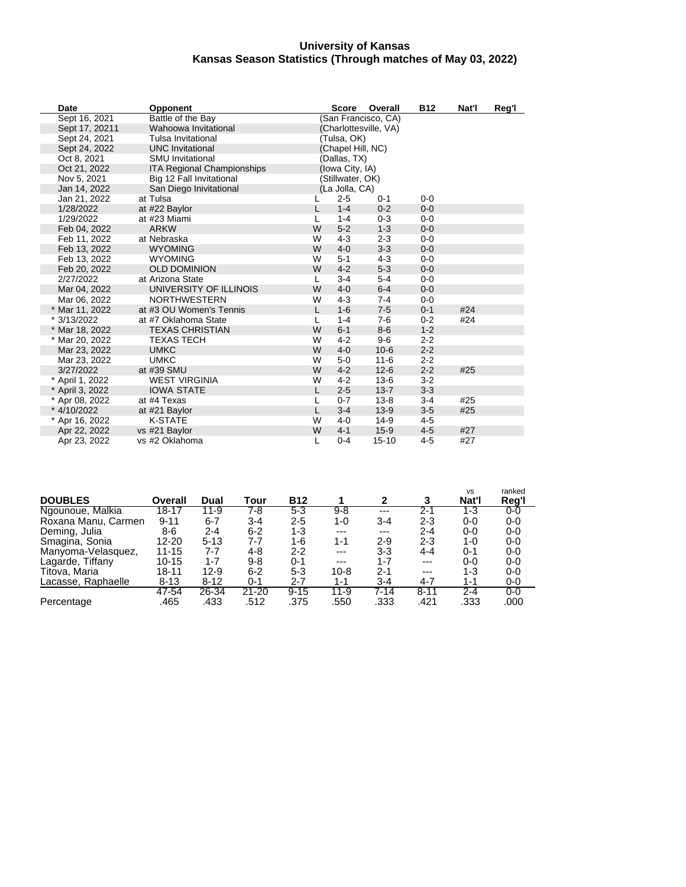# University of Kansas
## Kansas Season Statistics (Through matches of May 03, 2022)

| Date | Opponent | | Score | Overall | B12 | Nat'l | Reg'l |
|---|---|---|---|---|---|---|---|
| Sept 16, 2021 | Battle of the Bay | (San Francisco, CA) | | | | | |
| Sept 17, 20211 | Wahoowa Invitational | (Charlottesville, VA) | | | | | |
| Sept 24, 2021 | Tulsa Invitational | (Tulsa, OK) | | | | | |
| Sept 24, 2022 | UNC Invitational | (Chapel Hill, NC) | | | | | |
| Oct 8, 2021 | SMU Invitational | (Dallas, TX) | | | | | |
| Oct 21, 2022 | ITA Regional Championships | (Iowa City, IA) | | | | | |
| Nov 5, 2021 | Big 12 Fall Invitational | (Stillwater, OK) | | | | | |
| Jan 14, 2022 | San Diego Inivitational | (La Jolla, CA) | | | | | |
| Jan 21, 2022 | at Tulsa | L | 2-5 | 0-1 | 0-0 | | |
| 1/28/2022 | at #22 Baylor | L | 1-4 | 0-2 | 0-0 | | |
| 1/29/2022 | at #23 Miami | L | 1-4 | 0-3 | 0-0 | | |
| Feb 04, 2022 | ARKW | W | 5-2 | 1-3 | 0-0 | | |
| Feb 11, 2022 | at Nebraska | W | 4-3 | 2-3 | 0-0 | | |
| Feb 13, 2022 | WYOMING | W | 4-0 | 3-3 | 0-0 | | |
| Feb 13, 2022 | WYOMING | W | 5-1 | 4-3 | 0-0 | | |
| Feb 20, 2022 | OLD DOMINION | W | 4-2 | 5-3 | 0-0 | | |
| 2/27/2022 | at Arizona State | L | 3-4 | 5-4 | 0-0 | | |
| Mar 04, 2022 | UNIVERSITY OF ILLINOIS | W | 4-0 | 6-4 | 0-0 | | |
| Mar 06, 2022 | NORTHWESTERN | W | 4-3 | 7-4 | 0-0 | | |
| * Mar 11, 2022 | at #3 OU Women's Tennis | L | 1-6 | 7-5 | 0-1 | #24 | |
| * 3/13/2022 | at #7 Oklahoma State | L | 1-4 | 7-6 | 0-2 | #24 | |
| * Mar 18, 2022 | TEXAS CHRISTIAN | W | 6-1 | 8-6 | 1-2 | | |
| * Mar 20, 2022 | TEXAS TECH | W | 4-2 | 9-6 | 2-2 | | |
| Mar 23, 2022 | UMKC | W | 4-0 | 10-6 | 2-2 | | |
| Mar 23, 2022 | UMKC | W | 5-0 | 11-6 | 2-2 | | |
| 3/27/2022 | at #39 SMU | W | 4-2 | 12-6 | 2-2 | #25 | |
| * April 1, 2022 | WEST VIRGINIA | W | 4-2 | 13-6 | 3-2 | | |
| * April 3, 2022 | IOWA STATE | L | 2-5 | 13-7 | 3-3 | | |
| * Apr 08, 2022 | at #4 Texas | L | 0-7 | 13-8 | 3-4 | #25 | |
| * 4/10/2022 | at #21 Baylor | L | 3-4 | 13-9 | 3-5 | #25 | |
| * Apr 16, 2022 | K-STATE | W | 4-0 | 14-9 | 4-5 | | |
| Apr 22, 2022 | vs #21 Baylor | W | 4-1 | 15-9 | 4-5 | #27 | |
| Apr 23, 2022 | vs #2 Oklahoma | L | 0-4 | 15-10 | 4-5 | #27 | |

| DOUBLES | Overall | Dual | Tour | B12 | 1 | 2 | 3 | vs Nat'l | ranked Reg'l |
|---|---|---|---|---|---|---|---|---|---|
| Ngounoue, Malkia | 18-17 | 11-9 | 7-8 | 5-3 | 9-8 | --- | 2-1 | 1-3 | 0-0 |
| Roxana Manu, Carmen | 9-11 | 6-7 | 3-4 | 2-5 | 1-0 | 3-4 | 2-3 | 0-0 | 0-0 |
| Deming, Julia | 8-6 | 2-4 | 6-2 | 1-3 | --- | --- | 2-4 | 0-0 | 0-0 |
| Smagina, Sonia | 12-20 | 5-13 | 7-7 | 1-6 | 1-1 | 2-9 | 2-3 | 1-0 | 0-0 |
| Manyoma-Velasquez, | 11-15 | 7-7 | 4-8 | 2-2 | --- | 3-3 | 4-4 | 0-1 | 0-0 |
| Lagarde, Tiffany | 10-15 | 1-7 | 9-8 | 0-1 | --- | 1-7 | --- | 0-0 | 0-0 |
| Titova, Maria | 18-11 | 12-9 | 6-2 | 5-3 | 10-8 | 2-1 | --- | 1-3 | 0-0 |
| Lacasse, Raphaelle | 8-13 | 8-12 | 0-1 | 2-7 | 1-1 | 3-4 | 4-7 | 1-1 | 0-0 |
| | 47-54 | 26-34 | 21-20 | 9-15 | 11-9 | 7-14 | 8-11 | 2-4 | 0-0 |
| Percentage | .465 | .433 | .512 | .375 | .550 | .333 | .421 | .333 | .000 |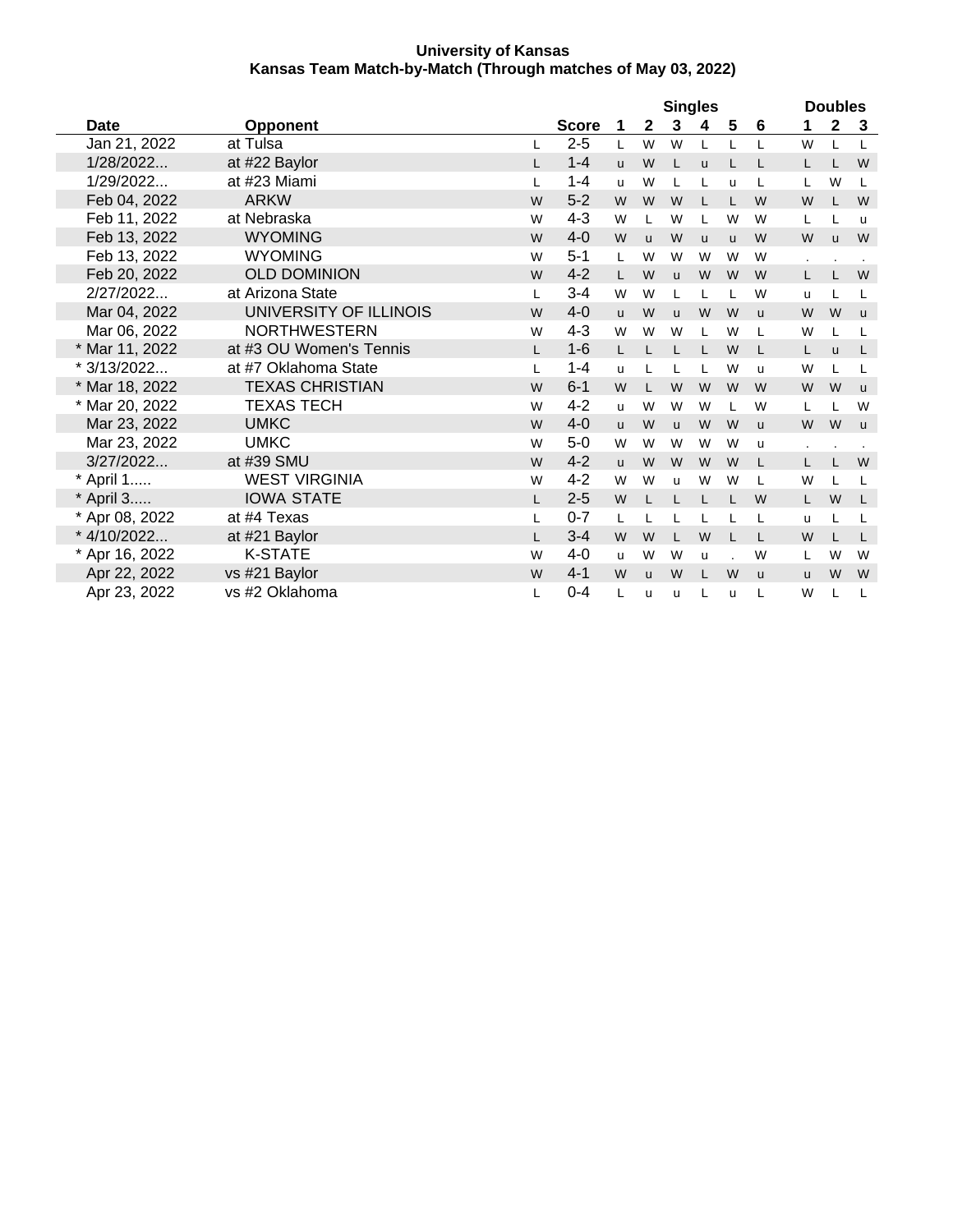**University of Kansas**
**Kansas Team Match-by-Match (Through matches of May 03, 2022)**

| Date | Opponent | | Score | Singles 1 | 2 | 3 | 4 | 5 | 6 | Doubles 1 | 2 | 3 |
|---|---|---|---|---|---|---|---|---|---|---|---|---|
| Jan 21, 2022 | at Tulsa | L | 2-5 | L | W | W | L | L | L | W | L | L |
| 1/28/2022... | at #22 Baylor | L | 1-4 | u | W | L | u | L | L | L | L | W |
| 1/29/2022... | at #23 Miami | L | 1-4 | u | W | L | L | u | L | L | W | L |
| Feb 04, 2022 | ARKW | W | 5-2 | W | W | W | L | L | W | W | L | W |
| Feb 11, 2022 | at Nebraska | W | 4-3 | W | L | W | L | W | W | L | L | u |
| Feb 13, 2022 | WYOMING | W | 4-0 | W | u | W | u | u | W | W | u | W |
| Feb 13, 2022 | WYOMING | W | 5-1 | L | W | W | W | W | W | . | . | . |
| Feb 20, 2022 | OLD DOMINION | W | 4-2 | L | W | u | W | W | W | L | L | W |
| 2/27/2022... | at Arizona State | L | 3-4 | W | W | L | L | L | W | u | L | L |
| Mar 04, 2022 | UNIVERSITY OF ILLINOIS | W | 4-0 | u | W | u | W | W | u | W | W | u |
| Mar 06, 2022 | NORTHWESTERN | W | 4-3 | W | W | W | L | W | L | W | L | L |
| * Mar 11, 2022 | at #3 OU Women's Tennis | L | 1-6 | L | L | L | L | W | L | L | u | L |
| * 3/13/2022... | at #7 Oklahoma State | L | 1-4 | u | L | L | L | W | u | W | L | L |
| * Mar 18, 2022 | TEXAS CHRISTIAN | W | 6-1 | W | L | W | W | W | W | W | W | u |
| * Mar 20, 2022 | TEXAS TECH | W | 4-2 | u | W | W | W | L | W | L | L | W |
| Mar 23, 2022 | UMKC | W | 4-0 | u | W | u | W | W | u | W | W | u |
| Mar 23, 2022 | UMKC | W | 5-0 | W | W | W | W | W | u | . | . | . |
| 3/27/2022... | at #39 SMU | W | 4-2 | u | W | W | W | W | L | L | L | W |
| * April 1..... | WEST VIRGINIA | W | 4-2 | W | W | u | W | W | L | W | L | L |
| * April 3..... | IOWA STATE | L | 2-5 | W | L | L | L | L | W | L | W | L |
| * Apr 08, 2022 | at #4 Texas | L | 0-7 | L | L | L | L | L | L | u | L | L |
| * 4/10/2022... | at #21 Baylor | L | 3-4 | W | W | L | W | L | L | W | L | L |
| * Apr 16, 2022 | K-STATE | W | 4-0 | u | W | W | u | . | W | L | W | W |
| Apr 22, 2022 | vs #21 Baylor | W | 4-1 | W | u | W | L | W | u | u | W | W |
| Apr 23, 2022 | vs #2 Oklahoma | L | 0-4 | L | u | u | L | u | L | W | L | L |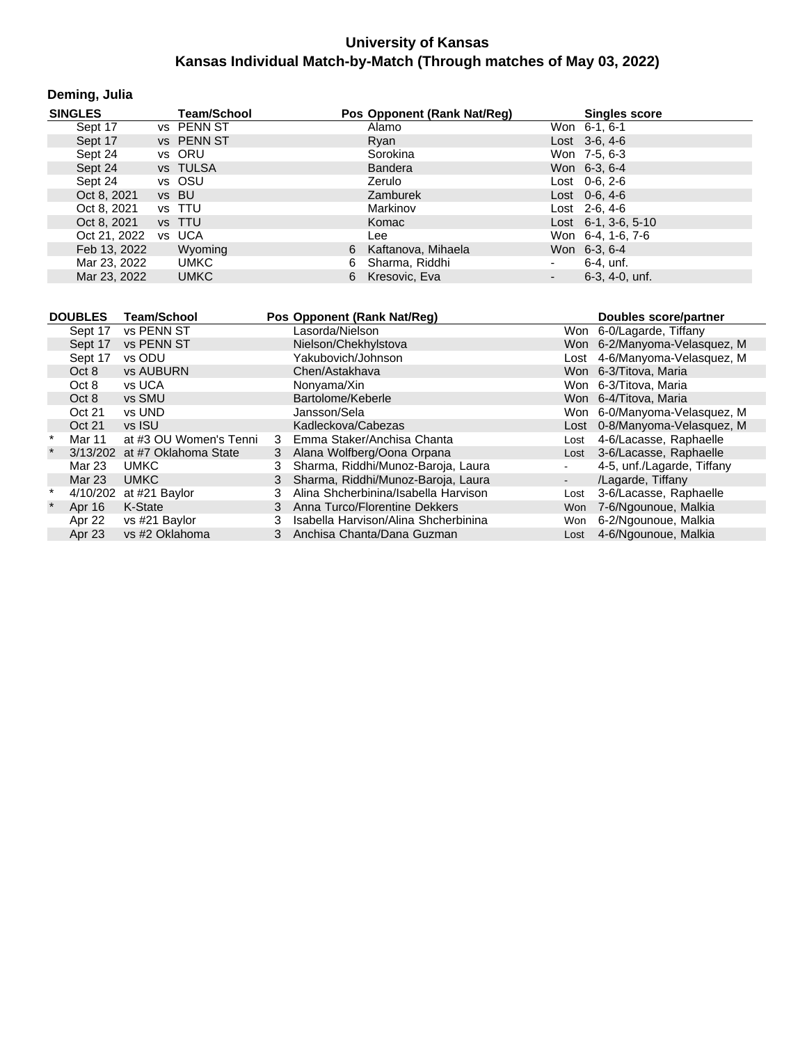# University of Kansas
## Kansas Individual Match-by-Match (Through matches of May 03, 2022)

### Deming, Julia

| SINGLES | Team/School | Pos | Opponent (Rank Nat/Reg) | | Singles score |
|---|---|---|---|---|---|
| Sept 17 | vs PENN ST | | Alamo | Won | 6-1, 6-1 |
| Sept 17 | vs PENN ST | | Ryan | Lost | 3-6, 4-6 |
| Sept 24 | vs ORU | | Sorokina | Won | 7-5, 6-3 |
| Sept 24 | vs TULSA | | Bandera | Won | 6-3, 6-4 |
| Sept 24 | vs OSU | | Zerulo | Lost | 0-6, 2-6 |
| Oct 8, 2021 | vs BU | | Zamburek | Lost | 0-6, 4-6 |
| Oct 8, 2021 | vs TTU | | Markinov | Lost | 2-6, 4-6 |
| Oct 8, 2021 | vs TTU | | Komac | Lost | 6-1, 3-6, 5-10 |
| Oct 21, 2022 | vs UCA | | Lee | Won | 6-4, 1-6, 7-6 |
| Feb 13, 2022 | Wyoming | 6 | Kaftanova, Mihaela | Won | 6-3, 6-4 |
| Mar 23, 2022 | UMKC | 6 | Sharma, Riddhi | - | 6-4, unf. |
| Mar 23, 2022 | UMKC | 6 | Kresovic, Eva | - | 6-3, 4-0, unf. |

| | DOUBLES | Team/School | Pos | Opponent (Rank Nat/Reg) | | Doubles score/partner |
|---|---|---|---|---|---|---|
| | Sept 17 | vs PENN ST | | Lasorda/Nielson | Won | 6-0/Lagarde, Tiffany |
| | Sept 17 | vs PENN ST | | Nielson/Chekhylstova | Won | 6-2/Manyoma-Velasquez, M |
| | Sept 17 | vs ODU | | Yakubovich/Johnson | Lost | 4-6/Manyoma-Velasquez, M |
| | Oct 8 | vs AUBURN | | Chen/Astakhava | Won | 6-3/Titova, Maria |
| | Oct 8 | vs UCA | | Nonyama/Xin | Won | 6-3/Titova, Maria |
| | Oct 8 | vs SMU | | Bartolome/Keberle | Won | 6-4/Titova, Maria |
| | Oct 21 | vs UND | | Jansson/Sela | Won | 6-0/Manyoma-Velasquez, M |
| | Oct 21 | vs ISU | | Kadleckova/Cabezas | Lost | 0-8/Manyoma-Velasquez, M |
| * | Mar 11 | at #3 OU Women's Tenni | 3 | Emma Staker/Anchisa Chanta | Lost | 4-6/Lacasse, Raphaelle |
| * | 3/13/202 | at #7 Oklahoma State | 3 | Alana Wolfberg/Oona Orpana | Lost | 3-6/Lacasse, Raphaelle |
| | Mar 23 | UMKC | 3 | Sharma, Riddhi/Munoz-Baroja, Laura | - | 4-5, unf./Lagarde, Tiffany |
| | Mar 23 | UMKC | 3 | Sharma, Riddhi/Munoz-Baroja, Laura | - | /Lagarde, Tiffany |
| * | 4/10/202 | at #21 Baylor | 3 | Alina Shcherbinina/Isabella Harvison | Lost | 3-6/Lacasse, Raphaelle |
| * | Apr 16 | K-State | 3 | Anna Turco/Florentine Dekkers | Won | 7-6/Ngounoue, Malkia |
| | Apr 22 | vs #21 Baylor | 3 | Isabella Harvison/Alina Shcherbinina | Won | 6-2/Ngounoue, Malkia |
| | Apr 23 | vs #2 Oklahoma | 3 | Anchisa Chanta/Dana Guzman | Lost | 4-6/Ngounoue, Malkia |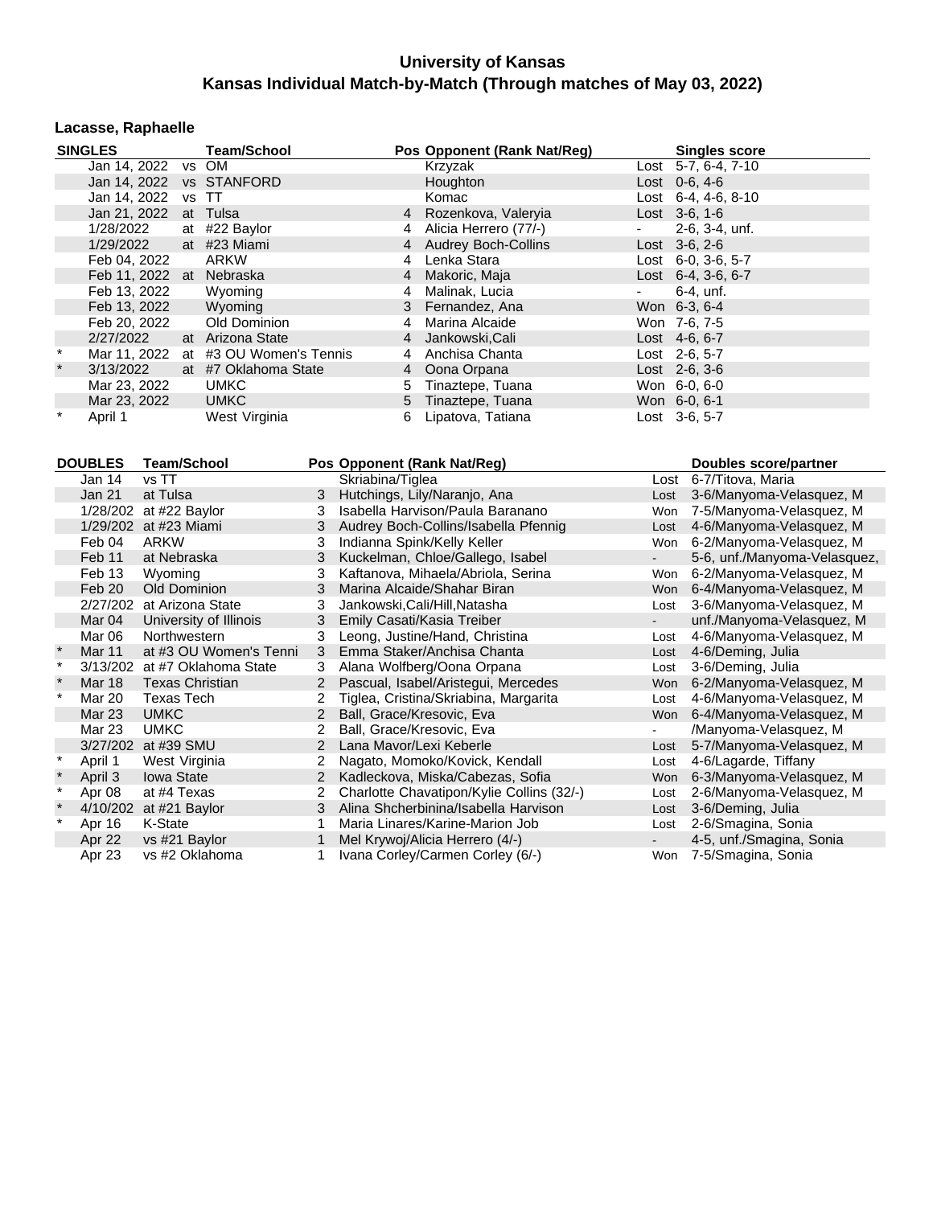# University of Kansas
## Kansas Individual Match-by-Match (Through matches of May 03, 2022)

### Lacasse, Raphaelle

| | SINGLES | | Team/School | Pos | Opponent (Rank Nat/Reg) | | Singles score |
|---|---|---|---|---|---|---|---|
| | Jan 14, 2022 | vs | OM | | Krzyzak | Lost | 5-7, 6-4, 7-10 |
| | Jan 14, 2022 | vs | STANFORD | | Houghton | Lost | 0-6, 4-6 |
| | Jan 14, 2022 | vs | TT | | Komac | Lost | 6-4, 4-6, 8-10 |
| | Jan 21, 2022 | at | Tulsa | 4 | Rozenkova, Valeryia | Lost | 3-6, 1-6 |
| | 1/28/2022 | at | #22 Baylor | 4 | Alicia Herrero (77/-) | - | 2-6, 3-4, unf. |
| | 1/29/2022 | at | #23 Miami | 4 | Audrey Boch-Collins | Lost | 3-6, 2-6 |
| | Feb 04, 2022 | | ARKW | 4 | Lenka Stara | Lost | 6-0, 3-6, 5-7 |
| | Feb 11, 2022 | at | Nebraska | 4 | Makoric, Maja | Lost | 6-4, 3-6, 6-7 |
| | Feb 13, 2022 | | Wyoming | 4 | Malinak, Lucia | - | 6-4, unf. |
| | Feb 13, 2022 | | Wyoming | 3 | Fernandez, Ana | Won | 6-3, 6-4 |
| | Feb 20, 2022 | | Old Dominion | 4 | Marina Alcaide | Won | 7-6, 7-5 |
| | 2/27/2022 | at | Arizona State | 4 | Jankowski,Cali | Lost | 4-6, 6-7 |
| * | Mar 11, 2022 | at | #3 OU Women's Tennis | 4 | Anchisa Chanta | Lost | 2-6, 5-7 |
| * | 3/13/2022 | at | #7 Oklahoma State | 4 | Oona Orpana | Lost | 2-6, 3-6 |
| | Mar 23, 2022 | | UMKC | 5 | Tinaztepe, Tuana | Won | 6-0, 6-0 |
| | Mar 23, 2022 | | UMKC | 5 | Tinaztepe, Tuana | Won | 6-0, 6-1 |
| * | April 1 | | West Virginia | 6 | Lipatova, Tatiana | Lost | 3-6, 5-7 |

| | DOUBLES | Team/School | Pos | Opponent (Rank Nat/Reg) | | Doubles score/partner |
|---|---|---|---|---|---|---|
| | Jan 14 | vs TT | | Skriabina/Tiglea | Lost | 6-7/Titova, Maria |
| | Jan 21 | at Tulsa | 3 | Hutchings, Lily/Naranjo, Ana | Lost | 3-6/Manyoma-Velasquez, M |
| | 1/28/202 | at #22 Baylor | 3 | Isabella Harvison/Paula Baranano | Won | 7-5/Manyoma-Velasquez, M |
| | 1/29/202 | at #23 Miami | 3 | Audrey Boch-Collins/Isabella Pfennig | Lost | 4-6/Manyoma-Velasquez, M |
| | Feb 04 | ARKW | 3 | Indianna Spink/Kelly Keller | Won | 6-2/Manyoma-Velasquez, M |
| | Feb 11 | at Nebraska | 3 | Kuckelman, Chloe/Gallego, Isabel | - | 5-6, unf./Manyoma-Velasquez, |
| | Feb 13 | Wyoming | 3 | Kaftanova, Mihaela/Abriola, Serina | Won | 6-2/Manyoma-Velasquez, M |
| | Feb 20 | Old Dominion | 3 | Marina Alcaide/Shahar Biran | Won | 6-4/Manyoma-Velasquez, M |
| | 2/27/202 | at Arizona State | 3 | Jankowski,Cali/Hill,Natasha | Lost | 3-6/Manyoma-Velasquez, M |
| | Mar 04 | University of Illinois | 3 | Emily Casati/Kasia Treiber | - | unf./Manyoma-Velasquez, M |
| | Mar 06 | Northwestern | 3 | Leong, Justine/Hand, Christina | Lost | 4-6/Manyoma-Velasquez, M |
| * | Mar 11 | at #3 OU Women's Tenni | 3 | Emma Staker/Anchisa Chanta | Lost | 4-6/Deming, Julia |
| * | 3/13/202 | at #7 Oklahoma State | 3 | Alana Wolfberg/Oona Orpana | Lost | 3-6/Deming, Julia |
| * | Mar 18 | Texas Christian | 2 | Pascual, Isabel/Aristegui, Mercedes | Won | 6-2/Manyoma-Velasquez, M |
| * | Mar 20 | Texas Tech | 2 | Tiglea, Cristina/Skriabina, Margarita | Lost | 4-6/Manyoma-Velasquez, M |
| | Mar 23 | UMKC | 2 | Ball, Grace/Kresovic, Eva | Won | 6-4/Manyoma-Velasquez, M |
| | Mar 23 | UMKC | 2 | Ball, Grace/Kresovic, Eva | - | /Manyoma-Velasquez, M |
| | 3/27/202 | at #39 SMU | 2 | Lana Mavor/Lexi Keberle | Lost | 5-7/Manyoma-Velasquez, M |
| * | April 1 | West Virginia | 2 | Nagato, Momoko/Kovick, Kendall | Lost | 4-6/Lagarde, Tiffany |
| * | April 3 | Iowa State | 2 | Kadleckova, Miska/Cabezas, Sofia | Won | 6-3/Manyoma-Velasquez, M |
| * | Apr 08 | at #4 Texas | 2 | Charlotte Chavatipon/Kylie Collins (32/-) | Lost | 2-6/Manyoma-Velasquez, M |
| * | 4/10/202 | at #21 Baylor | 3 | Alina Shcherbinina/Isabella Harvison | Lost | 3-6/Deming, Julia |
| * | Apr 16 | K-State | 1 | Maria Linares/Karine-Marion Job | Lost | 2-6/Smagina, Sonia |
| | Apr 22 | vs #21 Baylor | 1 | Mel Krywoj/Alicia Herrero (4/-) | - | 4-5, unf./Smagina, Sonia |
| | Apr 23 | vs #2 Oklahoma | 1 | Ivana Corley/Carmen Corley (6/-) | Won | 7-5/Smagina, Sonia |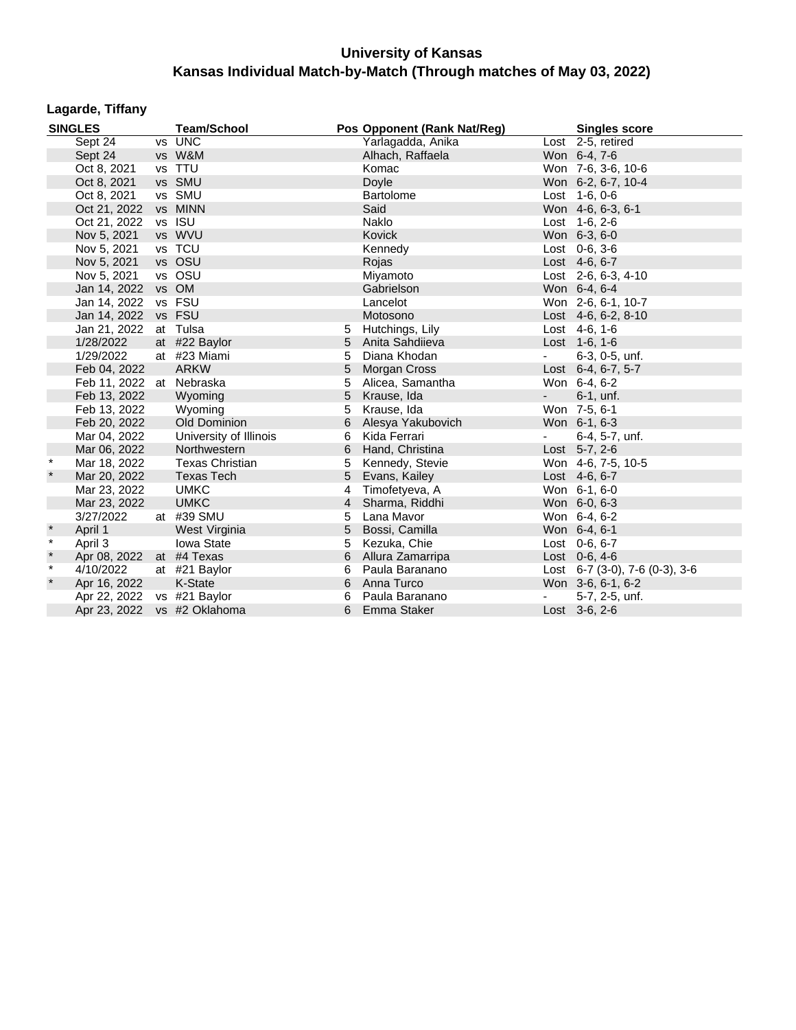# University of Kansas
## Kansas Individual Match-by-Match (Through matches of May 03, 2022)

### Lagarde, Tiffany

| SINGLES | | | Team/School | Pos | Opponent (Rank Nat/Reg) | | Singles score |
|---|---|---|---|---|---|---|---|
| | Sept 24 | vs | UNC | | Yarlagadda, Anika | Lost | 2-5, retired |
| | Sept 24 | vs | W&M | | Alhach, Raffaela | Won | 6-4, 7-6 |
| | Oct 8, 2021 | vs | TTU | | Komac | Won | 7-6, 3-6, 10-6 |
| | Oct 8, 2021 | vs | SMU | | Doyle | Won | 6-2, 6-7, 10-4 |
| | Oct 8, 2021 | vs | SMU | | Bartolome | Lost | 1-6, 0-6 |
| | Oct 21, 2022 | vs | MINN | | Said | Won | 4-6, 6-3, 6-1 |
| | Oct 21, 2022 | vs | ISU | | Naklo | Lost | 1-6, 2-6 |
| | Nov 5, 2021 | vs | WVU | | Kovick | Won | 6-3, 6-0 |
| | Nov 5, 2021 | vs | TCU | | Kennedy | Lost | 0-6, 3-6 |
| | Nov 5, 2021 | vs | OSU | | Rojas | Lost | 4-6, 6-7 |
| | Nov 5, 2021 | vs | OSU | | Miyamoto | Lost | 2-6, 6-3, 4-10 |
| | Jan 14, 2022 | vs | OM | | Gabrielson | Won | 6-4, 6-4 |
| | Jan 14, 2022 | vs | FSU | | Lancelot | Won | 2-6, 6-1, 10-7 |
| | Jan 14, 2022 | vs | FSU | | Motosono | Lost | 4-6, 6-2, 8-10 |
| | Jan 21, 2022 | at | Tulsa | 5 | Hutchings, Lily | Lost | 4-6, 1-6 |
| | 1/28/2022 | at | #22 Baylor | 5 | Anita Sahdiieva | Lost | 1-6, 1-6 |
| | 1/29/2022 | at | #23 Miami | 5 | Diana Khodan | - | 6-3, 0-5, unf. |
| | Feb 04, 2022 | | ARKW | 5 | Morgan Cross | Lost | 6-4, 6-7, 5-7 |
| | Feb 11, 2022 | at | Nebraska | 5 | Alicea, Samantha | Won | 6-4, 6-2 |
| | Feb 13, 2022 | | Wyoming | 5 | Krause, Ida | - | 6-1, unf. |
| | Feb 13, 2022 | | Wyoming | 5 | Krause, Ida | Won | 7-5, 6-1 |
| | Feb 20, 2022 | | Old Dominion | 6 | Alesya Yakubovich | Won | 6-1, 6-3 |
| | Mar 04, 2022 | | University of Illinois | 6 | Kida Ferrari | - | 6-4, 5-7, unf. |
| | Mar 06, 2022 | | Northwestern | 6 | Hand, Christina | Lost | 5-7, 2-6 |
| * | Mar 18, 2022 | | Texas Christian | 5 | Kennedy, Stevie | Won | 4-6, 7-5, 10-5 |
| * | Mar 20, 2022 | | Texas Tech | 5 | Evans, Kailey | Lost | 4-6, 6-7 |
| | Mar 23, 2022 | | UMKC | 4 | Timofetyeva, A | Won | 6-1, 6-0 |
| | Mar 23, 2022 | | UMKC | 4 | Sharma, Riddhi | Won | 6-0, 6-3 |
| | 3/27/2022 | at | #39 SMU | 5 | Lana Mavor | Won | 6-4, 6-2 |
| * | April 1 | | West Virginia | 5 | Bossi, Camilla | Won | 6-4, 6-1 |
| * | April 3 | | Iowa State | 5 | Kezuka, Chie | Lost | 0-6, 6-7 |
| * | Apr 08, 2022 | at | #4 Texas | 6 | Allura Zamarripa | Lost | 0-6, 4-6 |
| * | 4/10/2022 | at | #21 Baylor | 6 | Paula Baranano | Lost | 6-7 (3-0), 7-6 (0-3), 3-6 |
| * | Apr 16, 2022 | | K-State | 6 | Anna Turco | Won | 3-6, 6-1, 6-2 |
| | Apr 22, 2022 | vs | #21 Baylor | 6 | Paula Baranano | - | 5-7, 2-5, unf. |
| | Apr 23, 2022 | vs | #2 Oklahoma | 6 | Emma Staker | Lost | 3-6, 2-6 |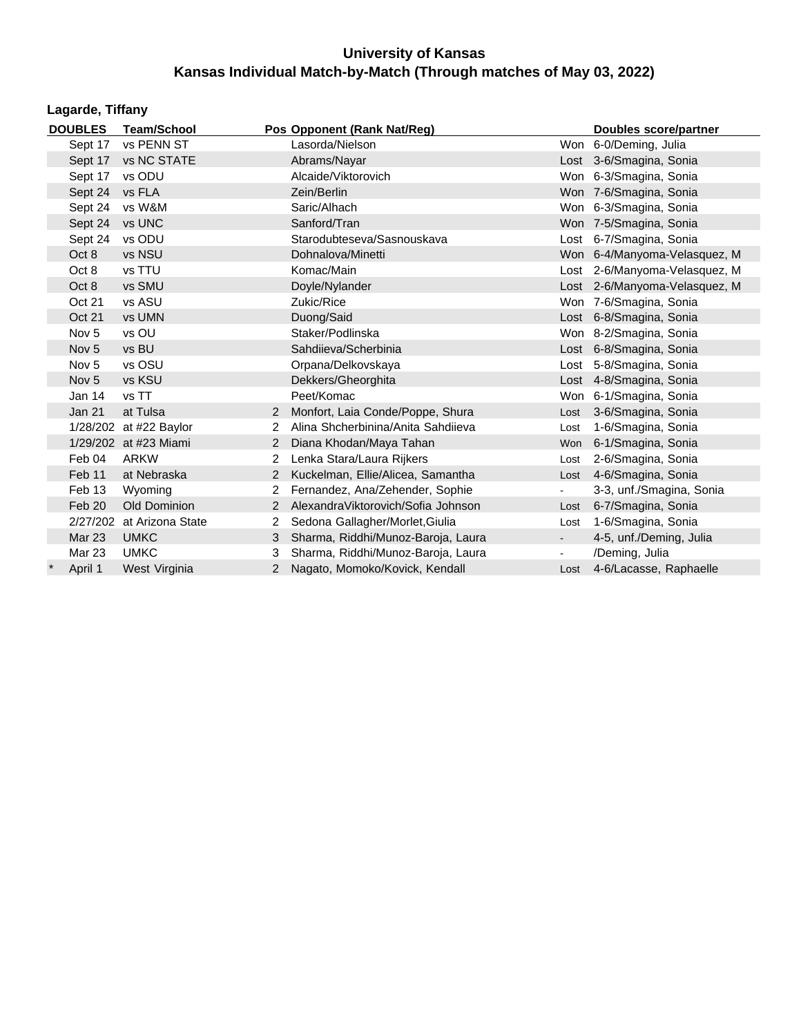# University of Kansas
## Kansas Individual Match-by-Match (Through matches of May 03, 2022)

### Lagarde, Tiffany

| DOUBLES | | Team/School | Pos | Opponent (Rank Nat/Reg) | | Doubles score/partner |
|---|---|---|---|---|---|---|
| | Sept 17 | vs PENN ST | | Lasorda/Nielson | Won | 6-0/Deming, Julia |
| | Sept 17 | vs NC STATE | | Abrams/Nayar | Lost | 3-6/Smagina, Sonia |
| | Sept 17 | vs ODU | | Alcaide/Viktorovich | Won | 6-3/Smagina, Sonia |
| | Sept 24 | vs FLA | | Zein/Berlin | Won | 7-6/Smagina, Sonia |
| | Sept 24 | vs W&M | | Saric/Alhach | Won | 6-3/Smagina, Sonia |
| | Sept 24 | vs UNC | | Sanford/Tran | Won | 7-5/Smagina, Sonia |
| | Sept 24 | vs ODU | | Starodubteseva/Sasnouskava | Lost | 6-7/Smagina, Sonia |
| | Oct 8 | vs NSU | | Dohnalova/Minetti | Won | 6-4/Manyoma-Velasquez, M |
| | Oct 8 | vs TTU | | Komac/Main | Lost | 2-6/Manyoma-Velasquez, M |
| | Oct 8 | vs SMU | | Doyle/Nylander | Lost | 2-6/Manyoma-Velasquez, M |
| | Oct 21 | vs ASU | | Zukic/Rice | Won | 7-6/Smagina, Sonia |
| | Oct 21 | vs UMN | | Duong/Said | Lost | 6-8/Smagina, Sonia |
| | Nov 5 | vs OU | | Staker/Podlinska | Won | 8-2/Smagina, Sonia |
| | Nov 5 | vs BU | | Sahdiieva/Scherbinia | Lost | 6-8/Smagina, Sonia |
| | Nov 5 | vs OSU | | Orpana/Delkovskaya | Lost | 5-8/Smagina, Sonia |
| | Nov 5 | vs KSU | | Dekkers/Gheorghita | Lost | 4-8/Smagina, Sonia |
| | Jan 14 | vs TT | | Peet/Komac | Won | 6-1/Smagina, Sonia |
| | Jan 21 | at Tulsa | 2 | Monfort, Laia Conde/Poppe, Shura | Lost | 3-6/Smagina, Sonia |
| | 1/28/202 | at #22 Baylor | 2 | Alina Shcherbinina/Anita Sahdiieva | Lost | 1-6/Smagina, Sonia |
| | 1/29/202 | at #23 Miami | 2 | Diana Khodan/Maya Tahan | Won | 6-1/Smagina, Sonia |
| | Feb 04 | ARKW | 2 | Lenka Stara/Laura Rijkers | Lost | 2-6/Smagina, Sonia |
| | Feb 11 | at Nebraska | 2 | Kuckelman, Ellie/Alicea, Samantha | Lost | 4-6/Smagina, Sonia |
| | Feb 13 | Wyoming | 2 | Fernandez, Ana/Zehender, Sophie | - | 3-3, unf./Smagina, Sonia |
| | Feb 20 | Old Dominion | 2 | AlexandraViktorovich/Sofia Johnson | Lost | 6-7/Smagina, Sonia |
| | 2/27/202 | at Arizona State | 2 | Sedona Gallagher/Morlet,Giulia | Lost | 1-6/Smagina, Sonia |
| | Mar 23 | UMKC | 3 | Sharma, Riddhi/Munoz-Baroja, Laura | - | 4-5, unf./Deming, Julia |
| | Mar 23 | UMKC | 3 | Sharma, Riddhi/Munoz-Baroja, Laura | - | /Deming, Julia |
| * | April 1 | West Virginia | 2 | Nagato, Momoko/Kovick, Kendall | Lost | 4-6/Lacasse, Raphaelle |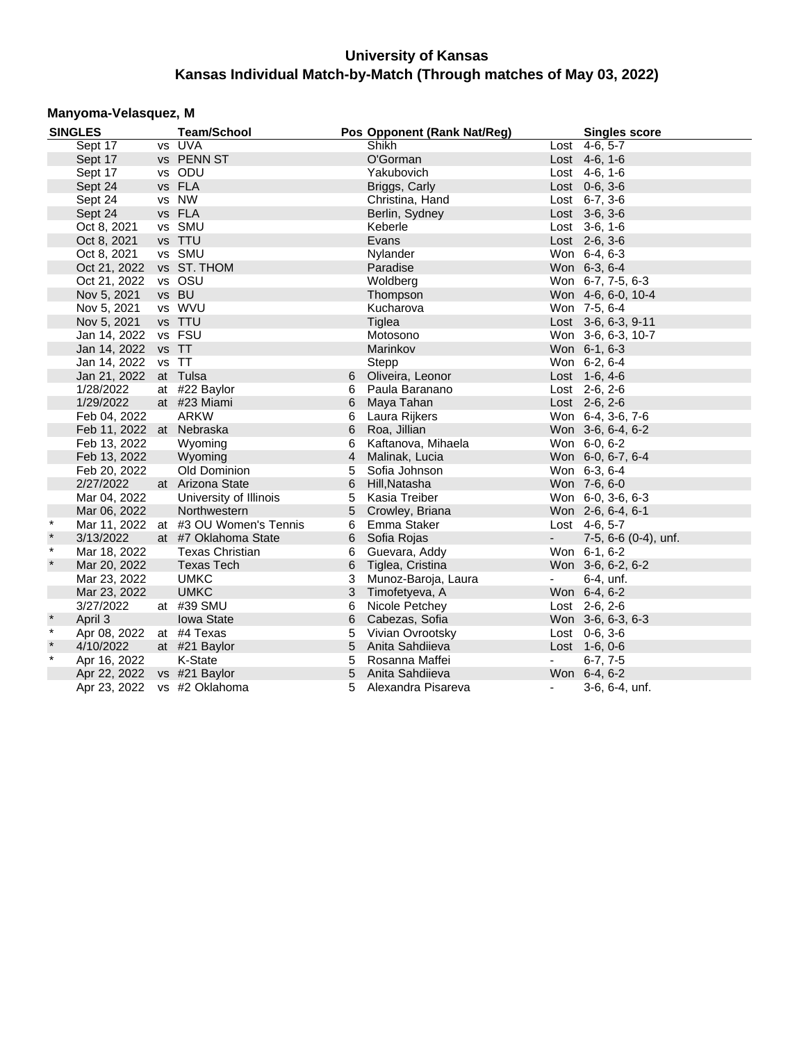# University of Kansas

## Kansas Individual Match-by-Match (Through matches of May 03, 2022)

### Manyoma-Velasquez, M

| SINGLES | | | Team/School | Pos | Opponent (Rank Nat/Reg) | | Singles score |
|---|---|---|---|---|---|---|---|
| | Sept 17 | vs | UVA | | Shikh | Lost | 4-6, 5-7 |
| | Sept 17 | vs | PENN ST | | O'Gorman | Lost | 4-6, 1-6 |
| | Sept 17 | vs | ODU | | Yakubovich | Lost | 4-6, 1-6 |
| | Sept 24 | vs | FLA | | Briggs, Carly | Lost | 0-6, 3-6 |
| | Sept 24 | vs | NW | | Christina, Hand | Lost | 6-7, 3-6 |
| | Sept 24 | vs | FLA | | Berlin, Sydney | Lost | 3-6, 3-6 |
| | Oct 8, 2021 | vs | SMU | | Keberle | Lost | 3-6, 1-6 |
| | Oct 8, 2021 | vs | TTU | | Evans | Lost | 2-6, 3-6 |
| | Oct 8, 2021 | vs | SMU | | Nylander | Won | 6-4, 6-3 |
| | Oct 21, 2022 | vs | ST. THOM | | Paradise | Won | 6-3, 6-4 |
| | Oct 21, 2022 | vs | OSU | | Woldberg | Won | 6-7, 7-5, 6-3 |
| | Nov 5, 2021 | vs | BU | | Thompson | Won | 4-6, 6-0, 10-4 |
| | Nov 5, 2021 | vs | WVU | | Kucharova | Won | 7-5, 6-4 |
| | Nov 5, 2021 | vs | TTU | | Tiglea | Lost | 3-6, 6-3, 9-11 |
| | Jan 14, 2022 | vs | FSU | | Motosono | Won | 3-6, 6-3, 10-7 |
| | Jan 14, 2022 | vs | TT | | Marinkov | Won | 6-1, 6-3 |
| | Jan 14, 2022 | vs | TT | | Stepp | Won | 6-2, 6-4 |
| | Jan 21, 2022 | at | Tulsa | 6 | Oliveira, Leonor | Lost | 1-6, 4-6 |
| | 1/28/2022 | at | #22 Baylor | 6 | Paula Baranano | Lost | 2-6, 2-6 |
| | 1/29/2022 | at | #23 Miami | 6 | Maya Tahan | Lost | 2-6, 2-6 |
| | Feb 04, 2022 | | ARKW | 6 | Laura Rijkers | Won | 6-4, 3-6, 7-6 |
| | Feb 11, 2022 | at | Nebraska | 6 | Roa, Jillian | Won | 3-6, 6-4, 6-2 |
| | Feb 13, 2022 | | Wyoming | 6 | Kaftanova, Mihaela | Won | 6-0, 6-2 |
| | Feb 13, 2022 | | Wyoming | 4 | Malinak, Lucia | Won | 6-0, 6-7, 6-4 |
| | Feb 20, 2022 | | Old Dominion | 5 | Sofia Johnson | Won | 6-3, 6-4 |
| | 2/27/2022 | at | Arizona State | 6 | Hill,Natasha | Won | 7-6, 6-0 |
| | Mar 04, 2022 | | University of Illinois | 5 | Kasia Treiber | Won | 6-0, 3-6, 6-3 |
| | Mar 06, 2022 | | Northwestern | 5 | Crowley, Briana | Won | 2-6, 6-4, 6-1 |
| * | Mar 11, 2022 | at | #3 OU Women's Tennis | 6 | Emma Staker | Lost | 4-6, 5-7 |
| * | 3/13/2022 | at | #7 Oklahoma State | 6 | Sofia Rojas | - | 7-5, 6-6 (0-4), unf. |
| * | Mar 18, 2022 | | Texas Christian | 6 | Guevara, Addy | Won | 6-1, 6-2 |
| * | Mar 20, 2022 | | Texas Tech | 6 | Tiglea, Cristina | Won | 3-6, 6-2, 6-2 |
| | Mar 23, 2022 | | UMKC | 3 | Munoz-Baroja, Laura | - | 6-4, unf. |
| | Mar 23, 2022 | | UMKC | 3 | Timofetyeva, A | Won | 6-4, 6-2 |
| | 3/27/2022 | at | #39 SMU | 6 | Nicole Petchey | Lost | 2-6, 2-6 |
| * | April 3 | | Iowa State | 6 | Cabezas, Sofia | Won | 3-6, 6-3, 6-3 |
| * | Apr 08, 2022 | at | #4 Texas | 5 | Vivian Ovrootsky | Lost | 0-6, 3-6 |
| * | 4/10/2022 | at | #21 Baylor | 5 | Anita Sahdiieva | Lost | 1-6, 0-6 |
| * | Apr 16, 2022 | | K-State | 5 | Rosanna Maffei | - | 6-7, 7-5 |
| | Apr 22, 2022 | vs | #21 Baylor | 5 | Anita Sahdiieva | Won | 6-4, 6-2 |
| | Apr 23, 2022 | vs | #2 Oklahoma | 5 | Alexandra Pisareva | - | 3-6, 6-4, unf. |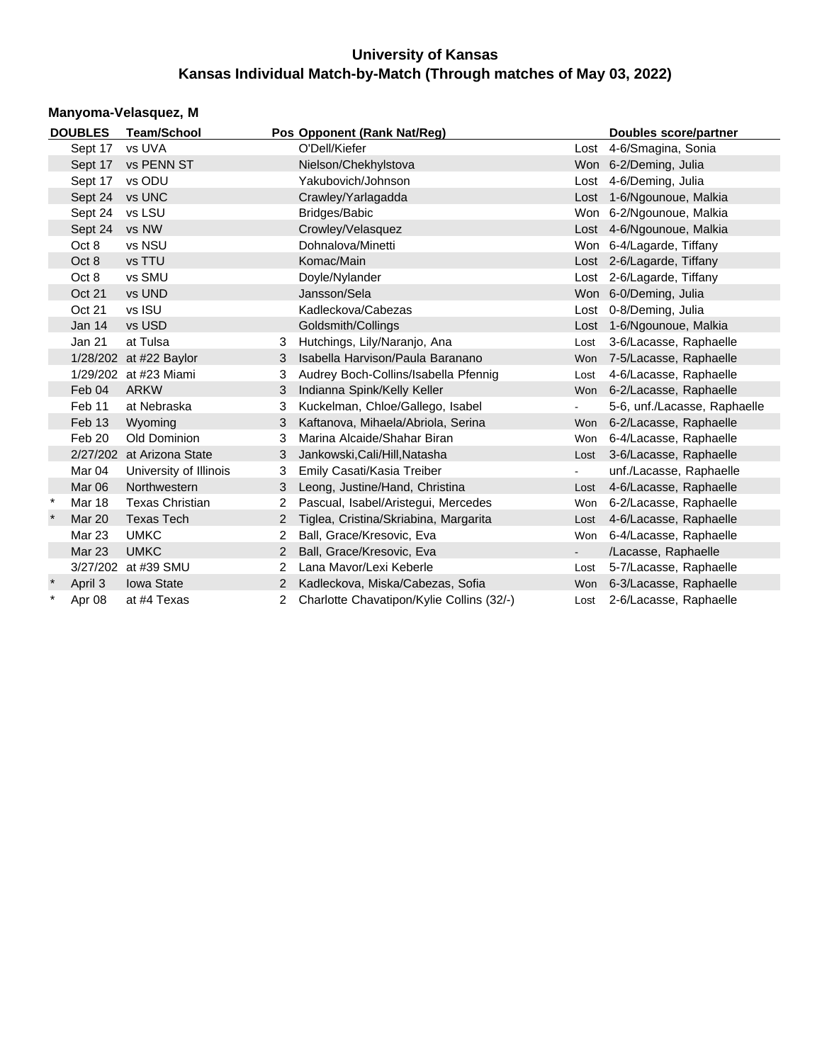# University of Kansas
## Kansas Individual Match-by-Match (Through matches of May 03, 2022)

### Manyoma-Velasquez, M

| | DOUBLES | Team/School | Pos | Opponent (Rank Nat/Reg) | | Doubles score/partner |
|---|---|---|---|---|---|---|
| | Sept 17 | vs UVA | | O'Dell/Kiefer | Lost | 4-6/Smagina, Sonia |
| | Sept 17 | vs PENN ST | | Nielson/Chekhylstova | Won | 6-2/Deming, Julia |
| | Sept 17 | vs ODU | | Yakubovich/Johnson | Lost | 4-6/Deming, Julia |
| | Sept 24 | vs UNC | | Crawley/Yarlagadda | Lost | 1-6/Ngounoue, Malkia |
| | Sept 24 | vs LSU | | Bridges/Babic | Won | 6-2/Ngounoue, Malkia |
| | Sept 24 | vs NW | | Crowley/Velasquez | Lost | 4-6/Ngounoue, Malkia |
| | Oct 8 | vs NSU | | Dohnalova/Minetti | Won | 6-4/Lagarde, Tiffany |
| | Oct 8 | vs TTU | | Komac/Main | Lost | 2-6/Lagarde, Tiffany |
| | Oct 8 | vs SMU | | Doyle/Nylander | Lost | 2-6/Lagarde, Tiffany |
| | Oct 21 | vs UND | | Jansson/Sela | Won | 6-0/Deming, Julia |
| | Oct 21 | vs ISU | | Kadleckova/Cabezas | Lost | 0-8/Deming, Julia |
| | Jan 14 | vs USD | | Goldsmith/Collings | Lost | 1-6/Ngounoue, Malkia |
| | Jan 21 | at Tulsa | 3 | Hutchings, Lily/Naranjo, Ana | Lost | 3-6/Lacasse, Raphaelle |
| | 1/28/202 | at #22 Baylor | 3 | Isabella Harvison/Paula Baranano | Won | 7-5/Lacasse, Raphaelle |
| | 1/29/202 | at #23 Miami | 3 | Audrey Boch-Collins/Isabella Pfennig | Lost | 4-6/Lacasse, Raphaelle |
| | Feb 04 | ARKW | 3 | Indianna Spink/Kelly Keller | Won | 6-2/Lacasse, Raphaelle |
| | Feb 11 | at Nebraska | 3 | Kuckelman, Chloe/Gallego, Isabel | - | 5-6, unf./Lacasse, Raphaelle |
| | Feb 13 | Wyoming | 3 | Kaftanova, Mihaela/Abriola, Serina | Won | 6-2/Lacasse, Raphaelle |
| | Feb 20 | Old Dominion | 3 | Marina Alcaide/Shahar Biran | Won | 6-4/Lacasse, Raphaelle |
| | 2/27/202 | at Arizona State | 3 | Jankowski,Cali/Hill,Natasha | Lost | 3-6/Lacasse, Raphaelle |
| | Mar 04 | University of Illinois | 3 | Emily Casati/Kasia Treiber | - | unf./Lacasse, Raphaelle |
| | Mar 06 | Northwestern | 3 | Leong, Justine/Hand, Christina | Lost | 4-6/Lacasse, Raphaelle |
| * | Mar 18 | Texas Christian | 2 | Pascual, Isabel/Aristegui, Mercedes | Won | 6-2/Lacasse, Raphaelle |
| * | Mar 20 | Texas Tech | 2 | Tiglea, Cristina/Skriabina, Margarita | Lost | 4-6/Lacasse, Raphaelle |
| | Mar 23 | UMKC | 2 | Ball, Grace/Kresovic, Eva | Won | 6-4/Lacasse, Raphaelle |
| | Mar 23 | UMKC | 2 | Ball, Grace/Kresovic, Eva | - | /Lacasse, Raphaelle |
| | 3/27/202 | at #39 SMU | 2 | Lana Mavor/Lexi Keberle | Lost | 5-7/Lacasse, Raphaelle |
| * | April 3 | Iowa State | 2 | Kadleckova, Miska/Cabezas, Sofia | Won | 6-3/Lacasse, Raphaelle |
| * | Apr 08 | at #4 Texas | 2 | Charlotte Chavatipon/Kylie Collins (32/-) | Lost | 2-6/Lacasse, Raphaelle |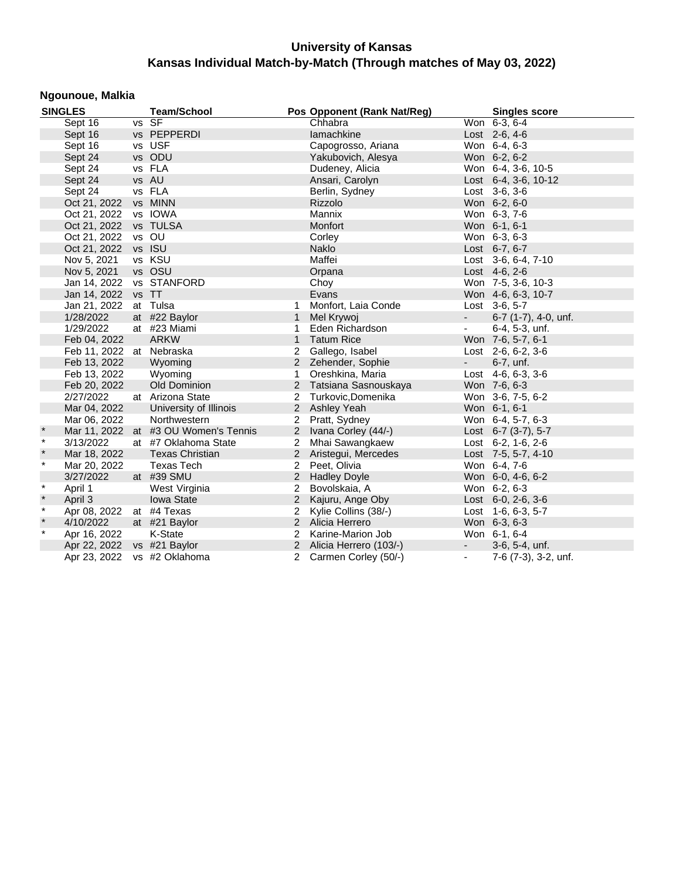# University of Kansas
## Kansas Individual Match-by-Match (Through matches of May 03, 2022)

### Ngounoue, Malkia

| SINGLES | | | Team/School | Pos | Opponent (Rank Nat/Reg) | | Singles score |
|---|---|---|---|---|---|---|---|
| | Sept 16 | vs | SF | | Chhabra | Won | 6-3, 6-4 |
| | Sept 16 | vs | PEPPERDI | | Iamachkine | Lost | 2-6, 4-6 |
| | Sept 16 | vs | USF | | Capogrosso, Ariana | Won | 6-4, 6-3 |
| | Sept 24 | vs | ODU | | Yakubovich, Alesya | Won | 6-2, 6-2 |
| | Sept 24 | vs | FLA | | Dudeney, Alicia | Won | 6-4, 3-6, 10-5 |
| | Sept 24 | vs | AU | | Ansari, Carolyn | Lost | 6-4, 3-6, 10-12 |
| | Sept 24 | vs | FLA | | Berlin, Sydney | Lost | 3-6, 3-6 |
| | Oct 21, 2022 | vs | MINN | | Rizzolo | Won | 6-2, 6-0 |
| | Oct 21, 2022 | vs | IOWA | | Mannix | Won | 6-3, 7-6 |
| | Oct 21, 2022 | vs | TULSA | | Monfort | Won | 6-1, 6-1 |
| | Oct 21, 2022 | vs | OU | | Corley | Won | 6-3, 6-3 |
| | Oct 21, 2022 | vs | ISU | | Naklo | Lost | 6-7, 6-7 |
| | Nov 5, 2021 | vs | KSU | | Maffei | Lost | 3-6, 6-4, 7-10 |
| | Nov 5, 2021 | vs | OSU | | Orpana | Lost | 4-6, 2-6 |
| | Jan 14, 2022 | vs | STANFORD | | Choy | Won | 7-5, 3-6, 10-3 |
| | Jan 14, 2022 | vs | TT | | Evans | Won | 4-6, 6-3, 10-7 |
| | Jan 21, 2022 | at | Tulsa | 1 | Monfort, Laia Conde | Lost | 3-6, 5-7 |
| | 1/28/2022 | at | #22 Baylor | 1 | Mel Krywoj | - | 6-7 (1-7), 4-0, unf. |
| | 1/29/2022 | at | #23 Miami | 1 | Eden Richardson | - | 6-4, 5-3, unf. |
| | Feb 04, 2022 | | ARKW | 1 | Tatum Rice | Won | 7-6, 5-7, 6-1 |
| | Feb 11, 2022 | at | Nebraska | 2 | Gallego, Isabel | Lost | 2-6, 6-2, 3-6 |
| | Feb 13, 2022 | | Wyoming | 2 | Zehender, Sophie | - | 6-7, unf. |
| | Feb 13, 2022 | | Wyoming | 1 | Oreshkina, Maria | Lost | 4-6, 6-3, 3-6 |
| | Feb 20, 2022 | | Old Dominion | 2 | Tatsiana Sasnouskaya | Won | 7-6, 6-3 |
| | 2/27/2022 | at | Arizona State | 2 | Turkovic,Domenika | Won | 3-6, 7-5, 6-2 |
| | Mar 04, 2022 | | University of Illinois | 2 | Ashley Yeah | Won | 6-1, 6-1 |
| | Mar 06, 2022 | | Northwestern | 2 | Pratt, Sydney | Won | 6-4, 5-7, 6-3 |
| * | Mar 11, 2022 | at | #3 OU Women's Tennis | 2 | Ivana Corley (44/-) | Lost | 6-7 (3-7), 5-7 |
| * | 3/13/2022 | at | #7 Oklahoma State | 2 | Mhai Sawangkaew | Lost | 6-2, 1-6, 2-6 |
| * | Mar 18, 2022 | | Texas Christian | 2 | Aristegui, Mercedes | Lost | 7-5, 5-7, 4-10 |
| * | Mar 20, 2022 | | Texas Tech | 2 | Peet, Olivia | Won | 6-4, 7-6 |
| | 3/27/2022 | at | #39 SMU | 2 | Hadley Doyle | Won | 6-0, 4-6, 6-2 |
| * | April 1 | | West Virginia | 2 | Bovolskaia, A | Won | 6-2, 6-3 |
| * | April 3 | | Iowa State | 2 | Kajuru, Ange Oby | Lost | 6-0, 2-6, 3-6 |
| * | Apr 08, 2022 | at | #4 Texas | 2 | Kylie Collins (38/-) | Lost | 1-6, 6-3, 5-7 |
| * | 4/10/2022 | at | #21 Baylor | 2 | Alicia Herrero | Won | 6-3, 6-3 |
| * | Apr 16, 2022 | | K-State | 2 | Karine-Marion Job | Won | 6-1, 6-4 |
| | Apr 22, 2022 | vs | #21 Baylor | 2 | Alicia Herrero (103/-) | - | 3-6, 5-4, unf. |
| | Apr 23, 2022 | vs | #2 Oklahoma | 2 | Carmen Corley (50/-) | - | 7-6 (7-3), 3-2, unf. |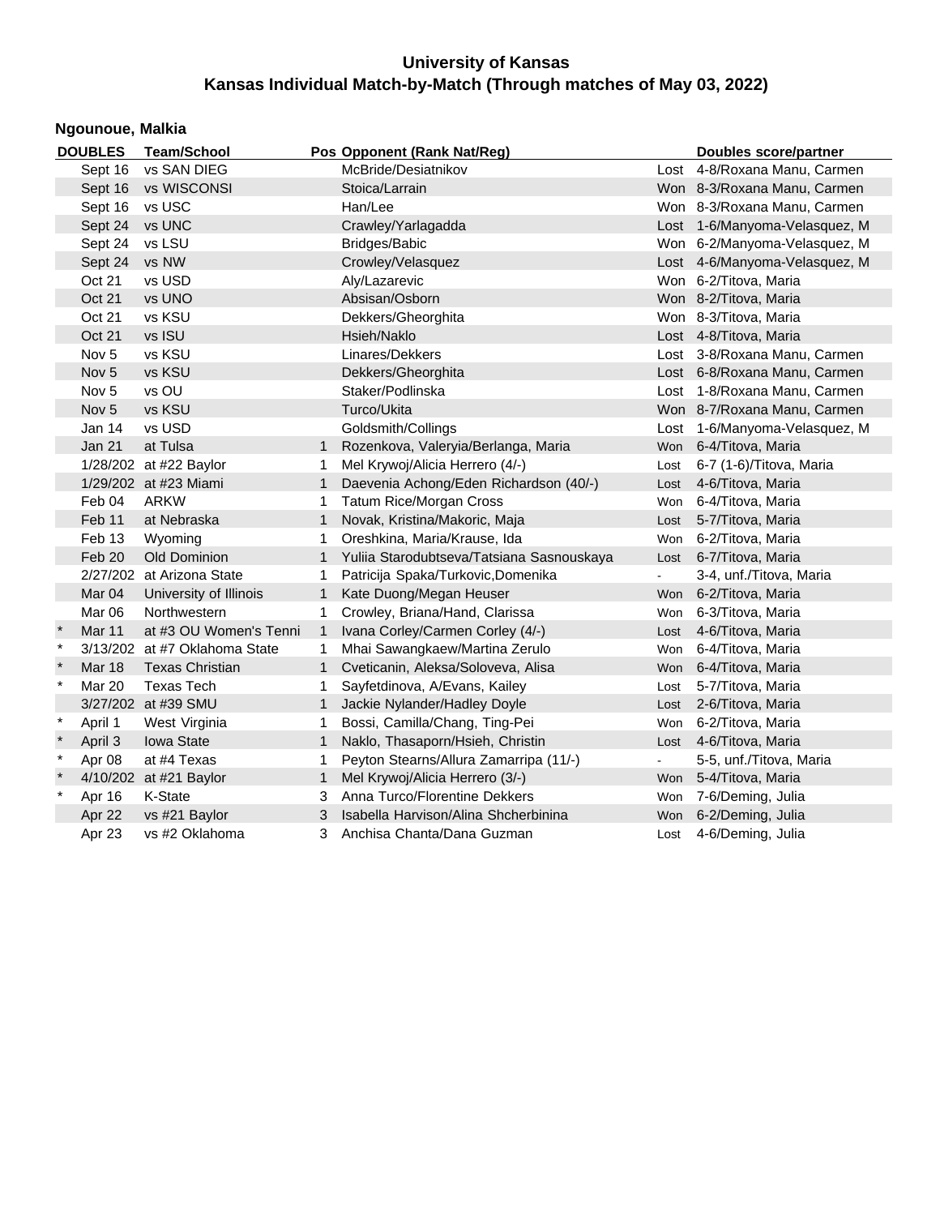# University of Kansas

## Kansas Individual Match-by-Match (Through matches of May 03, 2022)

### Ngounoue, Malkia

| | DOUBLES | Team/School | Pos | Opponent (Rank Nat/Reg) | | Doubles score/partner |
|---|---|---|---|---|---|---|
| | Sept 16 | vs SAN DIEG | | McBride/Desiatnikov | Lost | 4-8/Roxana Manu, Carmen |
| | Sept 16 | vs WISCONSI | | Stoica/Larrain | Won | 8-3/Roxana Manu, Carmen |
| | Sept 16 | vs USC | | Han/Lee | Won | 8-3/Roxana Manu, Carmen |
| | Sept 24 | vs UNC | | Crawley/Yarlagadda | Lost | 1-6/Manyoma-Velasquez, M |
| | Sept 24 | vs LSU | | Bridges/Babic | Won | 6-2/Manyoma-Velasquez, M |
| | Sept 24 | vs NW | | Crowley/Velasquez | Lost | 4-6/Manyoma-Velasquez, M |
| | Oct 21 | vs USD | | Aly/Lazarevic | Won | 6-2/Titova, Maria |
| | Oct 21 | vs UNO | | Absisan/Osborn | Won | 8-2/Titova, Maria |
| | Oct 21 | vs KSU | | Dekkers/Gheorghita | Won | 8-3/Titova, Maria |
| | Oct 21 | vs ISU | | Hsieh/Naklo | Lost | 4-8/Titova, Maria |
| | Nov 5 | vs KSU | | Linares/Dekkers | Lost | 3-8/Roxana Manu, Carmen |
| | Nov 5 | vs KSU | | Dekkers/Gheorghita | Lost | 6-8/Roxana Manu, Carmen |
| | Nov 5 | vs OU | | Staker/Podlinska | Lost | 1-8/Roxana Manu, Carmen |
| | Nov 5 | vs KSU | | Turco/Ukita | Won | 8-7/Roxana Manu, Carmen |
| | Jan 14 | vs USD | | Goldsmith/Collings | Lost | 1-6/Manyoma-Velasquez, M |
| | Jan 21 | at Tulsa | 1 | Rozenkova, Valeryia/Berlanga, Maria | Won | 6-4/Titova, Maria |
| | 1/28/202 | at #22 Baylor | 1 | Mel Krywoj/Alicia Herrero (4/-) | Lost | 6-7 (1-6)/Titova, Maria |
| | 1/29/202 | at #23 Miami | 1 | Daevenia Achong/Eden Richardson (40/-) | Lost | 4-6/Titova, Maria |
| | Feb 04 | ARKW | 1 | Tatum Rice/Morgan Cross | Won | 6-4/Titova, Maria |
| | Feb 11 | at Nebraska | 1 | Novak, Kristina/Makoric, Maja | Lost | 5-7/Titova, Maria |
| | Feb 13 | Wyoming | 1 | Oreshkina, Maria/Krause, Ida | Won | 6-2/Titova, Maria |
| | Feb 20 | Old Dominion | 1 | Yuliia Starodubtseva/Tatsiana Sasnouskaya | Lost | 6-7/Titova, Maria |
| | 2/27/202 | at Arizona State | 1 | Patricija Spaka/Turkovic,Domenika | - | 3-4, unf./Titova, Maria |
| | Mar 04 | University of Illinois | 1 | Kate Duong/Megan Heuser | Won | 6-2/Titova, Maria |
| | Mar 06 | Northwestern | 1 | Crowley, Briana/Hand, Clarissa | Won | 6-3/Titova, Maria |
| * | Mar 11 | at #3 OU Women's Tenni | 1 | Ivana Corley/Carmen Corley (4/-) | Lost | 4-6/Titova, Maria |
| * | 3/13/202 | at #7 Oklahoma State | 1 | Mhai Sawangkaew/Martina Zerulo | Won | 6-4/Titova, Maria |
| * | Mar 18 | Texas Christian | 1 | Cveticanin, Aleksa/Soloveva, Alisa | Won | 6-4/Titova, Maria |
| * | Mar 20 | Texas Tech | 1 | Sayfetdinova, A/Evans, Kailey | Lost | 5-7/Titova, Maria |
| | 3/27/202 | at #39 SMU | 1 | Jackie Nylander/Hadley Doyle | Lost | 2-6/Titova, Maria |
| * | April 1 | West Virginia | 1 | Bossi, Camilla/Chang, Ting-Pei | Won | 6-2/Titova, Maria |
| * | April 3 | Iowa State | 1 | Naklo, Thasaporn/Hsieh, Christin | Lost | 4-6/Titova, Maria |
| * | Apr 08 | at #4 Texas | 1 | Peyton Stearns/Allura Zamarripa (11/-) | - | 5-5, unf./Titova, Maria |
| * | 4/10/202 | at #21 Baylor | 1 | Mel Krywoj/Alicia Herrero (3/-) | Won | 5-4/Titova, Maria |
| * | Apr 16 | K-State | 3 | Anna Turco/Florentine Dekkers | Won | 7-6/Deming, Julia |
| | Apr 22 | vs #21 Baylor | 3 | Isabella Harvison/Alina Shcherbinina | Won | 6-2/Deming, Julia |
| | Apr 23 | vs #2 Oklahoma | 3 | Anchisa Chanta/Dana Guzman | Lost | 4-6/Deming, Julia |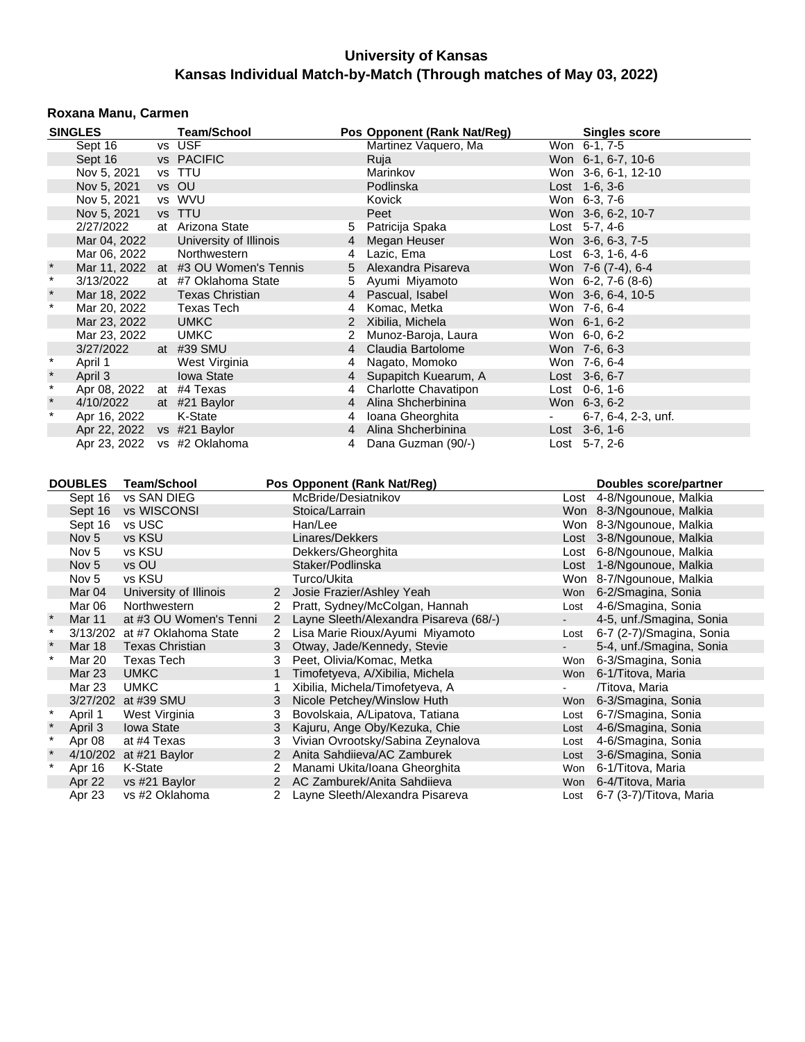# University of Kansas

## Kansas Individual Match-by-Match (Through matches of May 03, 2022)

### Roxana Manu, Carmen

| | SINGLES | | Team/School | Pos | Opponent (Rank Nat/Reg) | | Singles score |
|---|---|---|---|---|---|---|---|
| | Sept 16 | vs | USF | | Martinez Vaquero, Ma | Won | 6-1, 7-5 |
| | Sept 16 | vs | PACIFIC | | Ruja | Won | 6-1, 6-7, 10-6 |
| | Nov 5, 2021 | vs | TTU | | Marinkov | Won | 3-6, 6-1, 12-10 |
| | Nov 5, 2021 | vs | OU | | Podlinska | Lost | 1-6, 3-6 |
| | Nov 5, 2021 | vs | WVU | | Kovick | Won | 6-3, 7-6 |
| | Nov 5, 2021 | vs | TTU | | Peet | Won | 3-6, 6-2, 10-7 |
| | 2/27/2022 | at | Arizona State | 5 | Patricija Spaka | Lost | 5-7, 4-6 |
| | Mar 04, 2022 | | University of Illinois | 4 | Megan Heuser | Won | 3-6, 6-3, 7-5 |
| | Mar 06, 2022 | | Northwestern | 4 | Lazic, Ema | Lost | 6-3, 1-6, 4-6 |
| * | Mar 11, 2022 | at | #3 OU Women's Tennis | 5 | Alexandra Pisareva | Won | 7-6 (7-4), 6-4 |
| * | 3/13/2022 | at | #7 Oklahoma State | 5 | Ayumi Miyamoto | Won | 6-2, 7-6 (8-6) |
| * | Mar 18, 2022 | | Texas Christian | 4 | Pascual, Isabel | Won | 3-6, 6-4, 10-5 |
| * | Mar 20, 2022 | | Texas Tech | 4 | Komac, Metka | Won | 7-6, 6-4 |
| | Mar 23, 2022 | | UMKC | 2 | Xibilia, Michela | Won | 6-1, 6-2 |
| | Mar 23, 2022 | | UMKC | 2 | Munoz-Baroja, Laura | Won | 6-0, 6-2 |
| | 3/27/2022 | at | #39 SMU | 4 | Claudia Bartolome | Won | 7-6, 6-3 |
| * | April 1 | | West Virginia | 4 | Nagato, Momoko | Won | 7-6, 6-4 |
| * | April 3 | | Iowa State | 4 | Supapitch Kuearum, A | Lost | 3-6, 6-7 |
| * | Apr 08, 2022 | at | #4 Texas | 4 | Charlotte Chavatipon | Lost | 0-6, 1-6 |
| * | 4/10/2022 | at | #21 Baylor | 4 | Alina Shcherbinina | Won | 6-3, 6-2 |
| * | Apr 16, 2022 | | K-State | 4 | Ioana Gheorghita | - | 6-7, 6-4, 2-3, unf. |
| | Apr 22, 2022 | vs | #21 Baylor | 4 | Alina Shcherbinina | Lost | 3-6, 1-6 |
| | Apr 23, 2022 | vs | #2 Oklahoma | 4 | Dana Guzman (90/-) | Lost | 5-7, 2-6 |

| | DOUBLES | Team/School | Pos | Opponent (Rank Nat/Reg) | | Doubles score/partner |
|---|---|---|---|---|---|---|
| | Sept 16 | vs SAN DIEG | | McBride/Desiatnikov | Lost | 4-8/Ngounoue, Malkia |
| | Sept 16 | vs WISCONSI | | Stoica/Larrain | Won | 8-3/Ngounoue, Malkia |
| | Sept 16 | vs USC | | Han/Lee | Won | 8-3/Ngounoue, Malkia |
| | Nov 5 | vs KSU | | Linares/Dekkers | Lost | 3-8/Ngounoue, Malkia |
| | Nov 5 | vs KSU | | Dekkers/Gheorghita | Lost | 6-8/Ngounoue, Malkia |
| | Nov 5 | vs OU | | Staker/Podlinska | Lost | 1-8/Ngounoue, Malkia |
| | Nov 5 | vs KSU | | Turco/Ukita | Won | 8-7/Ngounoue, Malkia |
| | Mar 04 | University of Illinois | 2 | Josie Frazier/Ashley Yeah | Won | 6-2/Smagina, Sonia |
| | Mar 06 | Northwestern | 2 | Pratt, Sydney/McColgan, Hannah | Lost | 4-6/Smagina, Sonia |
| * | Mar 11 | at #3 OU Women's Tenni | 2 | Layne Sleeth/Alexandra Pisareva (68/-) | - | 4-5, unf./Smagina, Sonia |
| * | 3/13/202 | at #7 Oklahoma State | 2 | Lisa Marie Rioux/Ayumi Miyamoto | Lost | 6-7 (2-7)/Smagina, Sonia |
| * | Mar 18 | Texas Christian | 3 | Otway, Jade/Kennedy, Stevie | - | 5-4, unf./Smagina, Sonia |
| * | Mar 20 | Texas Tech | 3 | Peet, Olivia/Komac, Metka | Won | 6-3/Smagina, Sonia |
| | Mar 23 | UMKC | 1 | Timofetyeva, A/Xibilia, Michela | Won | 6-1/Titova, Maria |
| | Mar 23 | UMKC | 1 | Xibilia, Michela/Timofetyeva, A | - | /Titova, Maria |
| | 3/27/202 | at #39 SMU | 3 | Nicole Petchey/Winslow Huth | Won | 6-3/Smagina, Sonia |
| * | April 1 | West Virginia | 3 | Bovolskaia, A/Lipatova, Tatiana | Lost | 6-7/Smagina, Sonia |
| * | April 3 | Iowa State | 3 | Kajuru, Ange Oby/Kezuka, Chie | Lost | 4-6/Smagina, Sonia |
| * | Apr 08 | at #4 Texas | 3 | Vivian Ovrootsky/Sabina Zeynalova | Lost | 4-6/Smagina, Sonia |
| * | 4/10/202 | at #21 Baylor | 2 | Anita Sahdiieva/AC Zamburek | Lost | 3-6/Smagina, Sonia |
| * | Apr 16 | K-State | 2 | Manami Ukita/Ioana Gheorghita | Won | 6-1/Titova, Maria |
| | Apr 22 | vs #21 Baylor | 2 | AC Zamburek/Anita Sahdiieva | Won | 6-4/Titova, Maria |
| | Apr 23 | vs #2 Oklahoma | 2 | Layne Sleeth/Alexandra Pisareva | Lost | 6-7 (3-7)/Titova, Maria |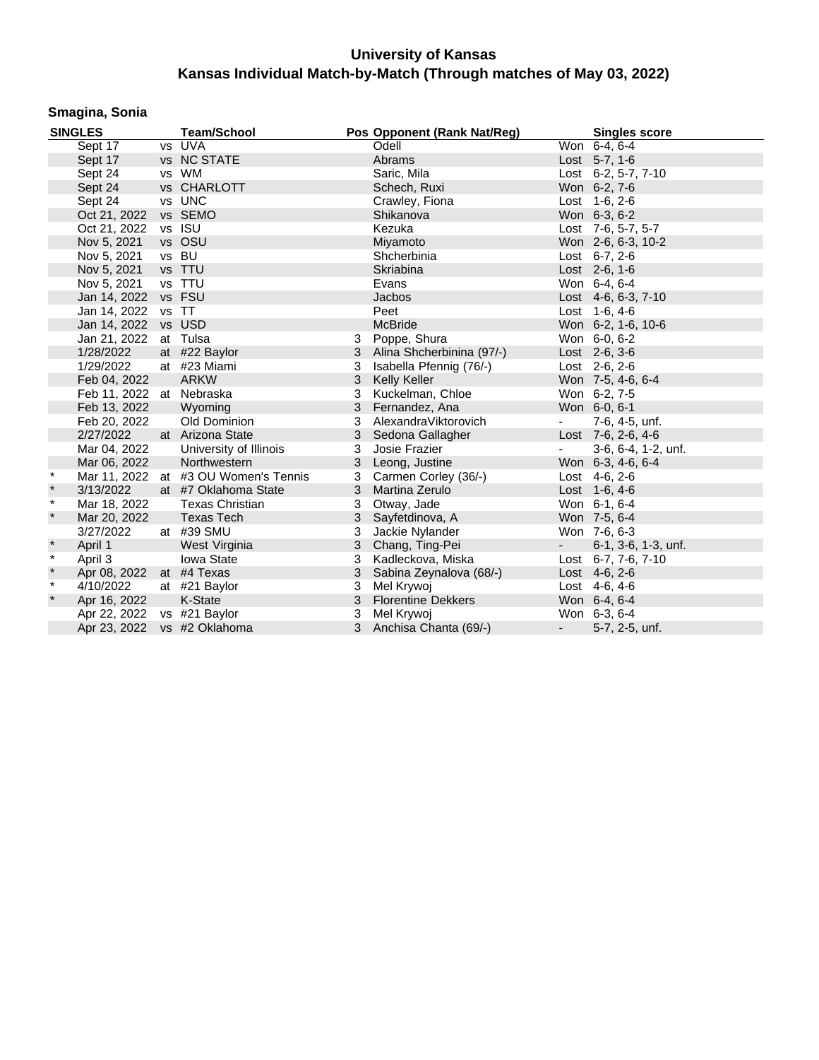# University of Kansas
## Kansas Individual Match-by-Match (Through matches of May 03, 2022)

### Smagina, Sonia

| SINGLES | Date | | Team/School | Pos | Opponent (Rank Nat/Reg) | | Singles score |
|---|---|---|---|---|---|---|---|
| | Sept 17 | vs | UVA | | Odell | Won | 6-4, 6-4 |
| | Sept 17 | vs | NC STATE | | Abrams | Lost | 5-7, 1-6 |
| | Sept 24 | vs | WM | | Saric, Mila | Lost | 6-2, 5-7, 7-10 |
| | Sept 24 | vs | CHARLOTT | | Schech, Ruxi | Won | 6-2, 7-6 |
| | Sept 24 | vs | UNC | | Crawley, Fiona | Lost | 1-6, 2-6 |
| | Oct 21, 2022 | vs | SEMO | | Shikanova | Won | 6-3, 6-2 |
| | Oct 21, 2022 | vs | ISU | | Kezuka | Lost | 7-6, 5-7, 5-7 |
| | Nov 5, 2021 | vs | OSU | | Miyamoto | Won | 2-6, 6-3, 10-2 |
| | Nov 5, 2021 | vs | BU | | Shcherbinia | Lost | 6-7, 2-6 |
| | Nov 5, 2021 | vs | TTU | | Skriabina | Lost | 2-6, 1-6 |
| | Nov 5, 2021 | vs | TTU | | Evans | Won | 6-4, 6-4 |
| | Jan 14, 2022 | vs | FSU | | Jacbos | Lost | 4-6, 6-3, 7-10 |
| | Jan 14, 2022 | vs | TT | | Peet | Lost | 1-6, 4-6 |
| | Jan 14, 2022 | vs | USD | | McBride | Won | 6-2, 1-6, 10-6 |
| | Jan 21, 2022 | at | Tulsa | 3 | Poppe, Shura | Won | 6-0, 6-2 |
| | 1/28/2022 | at | #22 Baylor | 3 | Alina Shcherbinina (97/-) | Lost | 2-6, 3-6 |
| | 1/29/2022 | at | #23 Miami | 3 | Isabella Pfennig (76/-) | Lost | 2-6, 2-6 |
| | Feb 04, 2022 | | ARKW | 3 | Kelly Keller | Won | 7-5, 4-6, 6-4 |
| | Feb 11, 2022 | at | Nebraska | 3 | Kuckelman, Chloe | Won | 6-2, 7-5 |
| | Feb 13, 2022 | | Wyoming | 3 | Fernandez, Ana | Won | 6-0, 6-1 |
| | Feb 20, 2022 | | Old Dominion | 3 | AlexandraViktorovich | - | 7-6, 4-5, unf. |
| | 2/27/2022 | at | Arizona State | 3 | Sedona Gallagher | Lost | 7-6, 2-6, 4-6 |
| | Mar 04, 2022 | | University of Illinois | 3 | Josie Frazier | - | 3-6, 6-4, 1-2, unf. |
| | Mar 06, 2022 | | Northwestern | 3 | Leong, Justine | Won | 6-3, 4-6, 6-4 |
| * | Mar 11, 2022 | at | #3 OU Women's Tennis | 3 | Carmen Corley (36/-) | Lost | 4-6, 2-6 |
| * | 3/13/2022 | at | #7 Oklahoma State | 3 | Martina Zerulo | Lost | 1-6, 4-6 |
| * | Mar 18, 2022 | | Texas Christian | 3 | Otway, Jade | Won | 6-1, 6-4 |
| * | Mar 20, 2022 | | Texas Tech | 3 | Sayfetdinova, A | Won | 7-5, 6-4 |
| | 3/27/2022 | at | #39 SMU | 3 | Jackie Nylander | Won | 7-6, 6-3 |
| * | April 1 | | West Virginia | 3 | Chang, Ting-Pei | - | 6-1, 3-6, 1-3, unf. |
| * | April 3 | | Iowa State | 3 | Kadleckova, Miska | Lost | 6-7, 7-6, 7-10 |
| * | Apr 08, 2022 | at | #4 Texas | 3 | Sabina Zeynalova (68/-) | Lost | 4-6, 2-6 |
| * | 4/10/2022 | at | #21 Baylor | 3 | Mel Krywoj | Lost | 4-6, 4-6 |
| * | Apr 16, 2022 | | K-State | 3 | Florentine Dekkers | Won | 6-4, 6-4 |
| | Apr 22, 2022 | vs | #21 Baylor | 3 | Mel Krywoj | Won | 6-3, 6-4 |
| | Apr 23, 2022 | vs | #2 Oklahoma | 3 | Anchisa Chanta (69/-) | - | 5-7, 2-5, unf. |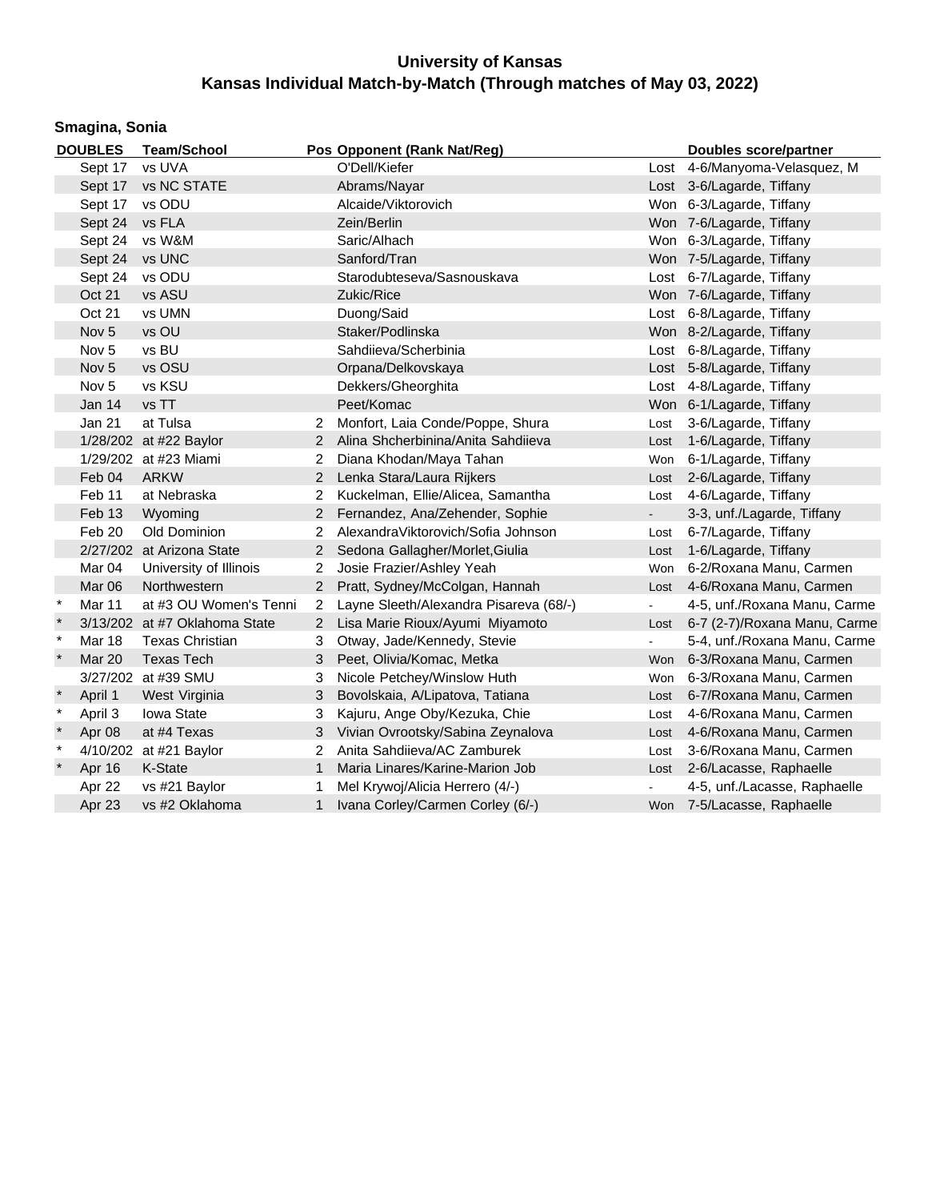# University of Kansas
## Kansas Individual Match-by-Match (Through matches of May 03, 2022)

### Smagina, Sonia

| | DOUBLES | Team/School | Pos | Opponent (Rank Nat/Reg) | | Doubles score/partner |
|---|---|---|---|---|---|---|
| | Sept 17 | vs UVA | | O'Dell/Kiefer | Lost | 4-6/Manyoma-Velasquez, M |
| | Sept 17 | vs NC STATE | | Abrams/Nayar | Lost | 3-6/Lagarde, Tiffany |
| | Sept 17 | vs ODU | | Alcaide/Viktorovich | Won | 6-3/Lagarde, Tiffany |
| | Sept 24 | vs FLA | | Zein/Berlin | Won | 7-6/Lagarde, Tiffany |
| | Sept 24 | vs W&M | | Saric/Alhach | Won | 6-3/Lagarde, Tiffany |
| | Sept 24 | vs UNC | | Sanford/Tran | Won | 7-5/Lagarde, Tiffany |
| | Sept 24 | vs ODU | | Starodubteseva/Sasnouskava | Lost | 6-7/Lagarde, Tiffany |
| | Oct 21 | vs ASU | | Zukic/Rice | Won | 7-6/Lagarde, Tiffany |
| | Oct 21 | vs UMN | | Duong/Said | Lost | 6-8/Lagarde, Tiffany |
| | Nov 5 | vs OU | | Staker/Podlinska | Won | 8-2/Lagarde, Tiffany |
| | Nov 5 | vs BU | | Sahdiieva/Scherbinia | Lost | 6-8/Lagarde, Tiffany |
| | Nov 5 | vs OSU | | Orpana/Delkovskaya | Lost | 5-8/Lagarde, Tiffany |
| | Nov 5 | vs KSU | | Dekkers/Gheorghita | Lost | 4-8/Lagarde, Tiffany |
| | Jan 14 | vs TT | | Peet/Komac | Won | 6-1/Lagarde, Tiffany |
| | Jan 21 | at Tulsa | 2 | Monfort, Laia Conde/Poppe, Shura | Lost | 3-6/Lagarde, Tiffany |
| | 1/28/202 | at #22 Baylor | 2 | Alina Shcherbinina/Anita Sahdiieva | Lost | 1-6/Lagarde, Tiffany |
| | 1/29/202 | at #23 Miami | 2 | Diana Khodan/Maya Tahan | Won | 6-1/Lagarde, Tiffany |
| | Feb 04 | ARKW | 2 | Lenka Stara/Laura Rijkers | Lost | 2-6/Lagarde, Tiffany |
| | Feb 11 | at Nebraska | 2 | Kuckelman, Ellie/Alicea, Samantha | Lost | 4-6/Lagarde, Tiffany |
| | Feb 13 | Wyoming | 2 | Fernandez, Ana/Zehender, Sophie | - | 3-3, unf./Lagarde, Tiffany |
| | Feb 20 | Old Dominion | 2 | AlexandraViktorovich/Sofia Johnson | Lost | 6-7/Lagarde, Tiffany |
| | 2/27/202 | at Arizona State | 2 | Sedona Gallagher/Morlet,Giulia | Lost | 1-6/Lagarde, Tiffany |
| | Mar 04 | University of Illinois | 2 | Josie Frazier/Ashley Yeah | Won | 6-2/Roxana Manu, Carmen |
| | Mar 06 | Northwestern | 2 | Pratt, Sydney/McColgan, Hannah | Lost | 4-6/Roxana Manu, Carmen |
| * | Mar 11 | at #3 OU Women's Tenni | 2 | Layne Sleeth/Alexandra Pisareva (68/-) | - | 4-5, unf./Roxana Manu, Carme |
| * | 3/13/202 | at #7 Oklahoma State | 2 | Lisa Marie Rioux/Ayumi Miyamoto | Lost | 6-7 (2-7)/Roxana Manu, Carme |
| * | Mar 18 | Texas Christian | 3 | Otway, Jade/Kennedy, Stevie | - | 5-4, unf./Roxana Manu, Carme |
| * | Mar 20 | Texas Tech | 3 | Peet, Olivia/Komac, Metka | Won | 6-3/Roxana Manu, Carmen |
| | 3/27/202 | at #39 SMU | 3 | Nicole Petchey/Winslow Huth | Won | 6-3/Roxana Manu, Carmen |
| * | April 1 | West Virginia | 3 | Bovolskaia, A/Lipatova, Tatiana | Lost | 6-7/Roxana Manu, Carmen |
| * | April 3 | Iowa State | 3 | Kajuru, Ange Oby/Kezuka, Chie | Lost | 4-6/Roxana Manu, Carmen |
| * | Apr 08 | at #4 Texas | 3 | Vivian Ovrootsky/Sabina Zeynalova | Lost | 4-6/Roxana Manu, Carmen |
| * | 4/10/202 | at #21 Baylor | 2 | Anita Sahdiieva/AC Zamburek | Lost | 3-6/Roxana Manu, Carmen |
| * | Apr 16 | K-State | 1 | Maria Linares/Karine-Marion Job | Lost | 2-6/Lacasse, Raphaelle |
| | Apr 22 | vs #21 Baylor | 1 | Mel Krywoj/Alicia Herrero (4/-) | - | 4-5, unf./Lacasse, Raphaelle |
| | Apr 23 | vs #2 Oklahoma | 1 | Ivana Corley/Carmen Corley (6/-) | Won | 7-5/Lacasse, Raphaelle |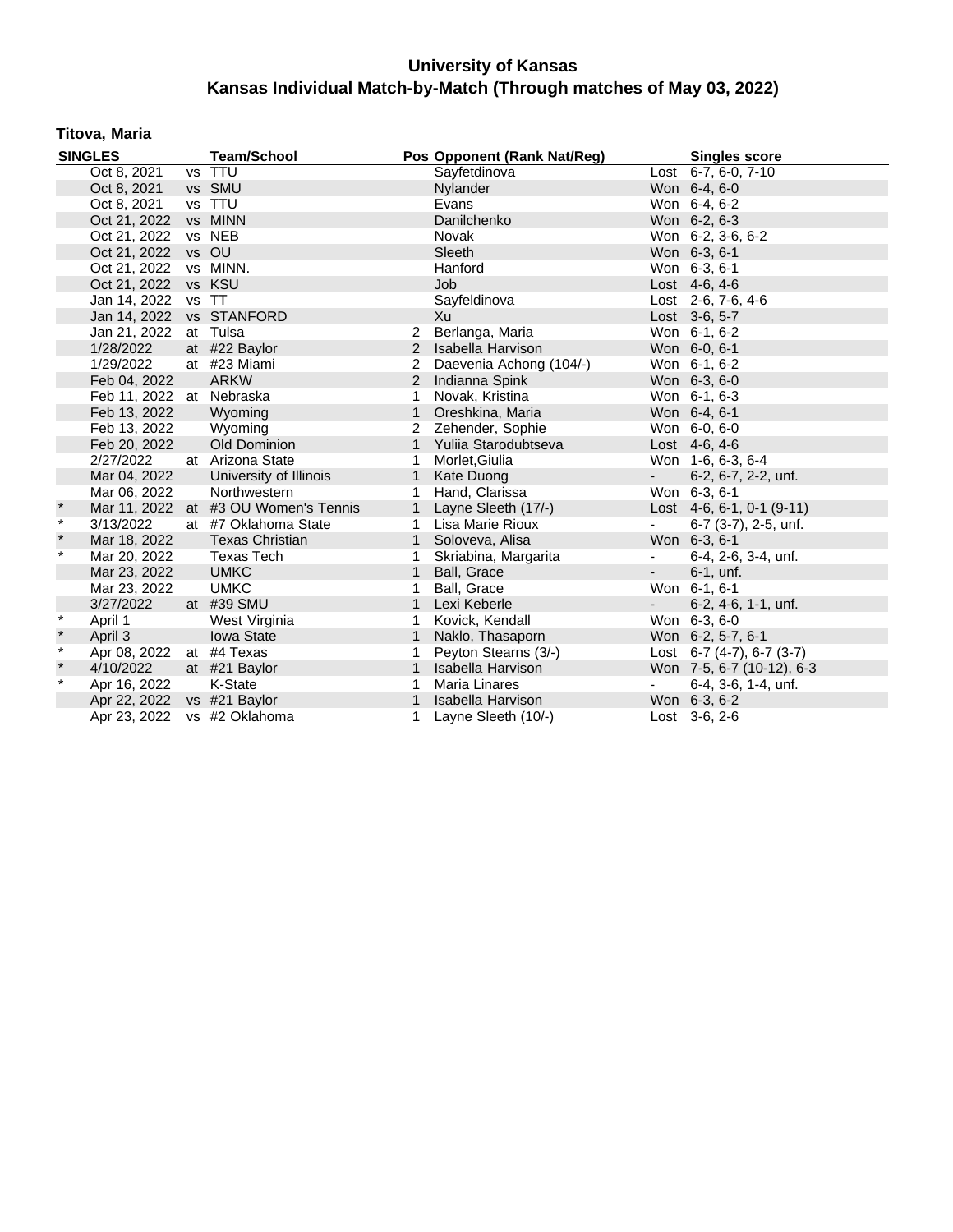# University of Kansas

## Kansas Individual Match-by-Match (Through matches of May 03, 2022)

### Titova, Maria

| SINGLES | | Team/School | Pos | Opponent (Rank Nat/Reg) | | Singles score |
|---|---|---|---|---|---|---|
| | Oct 8, 2021 | vs TTU | | Sayfetdinova | Lost | 6-7, 6-0, 7-10 |
| | Oct 8, 2021 | vs SMU | | Nylander | Won | 6-4, 6-0 |
| | Oct 8, 2021 | vs TTU | | Evans | Won | 6-4, 6-2 |
| | Oct 21, 2022 | vs MINN | | Danilchenko | Won | 6-2, 6-3 |
| | Oct 21, 2022 | vs NEB | | Novak | Won | 6-2, 3-6, 6-2 |
| | Oct 21, 2022 | vs OU | | Sleeth | Won | 6-3, 6-1 |
| | Oct 21, 2022 | vs MINN. | | Hanford | Won | 6-3, 6-1 |
| | Oct 21, 2022 | vs KSU | | Job | Lost | 4-6, 4-6 |
| | Jan 14, 2022 | vs TT | | Sayfeldinova | Lost | 2-6, 7-6, 4-6 |
| | Jan 14, 2022 | vs STANFORD | | Xu | Lost | 3-6, 5-7 |
| | Jan 21, 2022 | at Tulsa | 2 | Berlanga, Maria | Won | 6-1, 6-2 |
| | 1/28/2022 | at #22 Baylor | 2 | Isabella Harvison | Won | 6-0, 6-1 |
| | 1/29/2022 | at #23 Miami | 2 | Daevenia Achong (104/-) | Won | 6-1, 6-2 |
| | Feb 04, 2022 | ARKW | 2 | Indianna Spink | Won | 6-3, 6-0 |
| | Feb 11, 2022 | at Nebraska | 1 | Novak, Kristina | Won | 6-1, 6-3 |
| | Feb 13, 2022 | Wyoming | 1 | Oreshkina, Maria | Won | 6-4, 6-1 |
| | Feb 13, 2022 | Wyoming | 2 | Zehender, Sophie | Won | 6-0, 6-0 |
| | Feb 20, 2022 | Old Dominion | 1 | Yuliia Starodubtseva | Lost | 4-6, 4-6 |
| | 2/27/2022 | at Arizona State | 1 | Morlet,Giulia | Won | 1-6, 6-3, 6-4 |
| | Mar 04, 2022 | University of Illinois | 1 | Kate Duong | - | 6-2, 6-7, 2-2, unf. |
| | Mar 06, 2022 | Northwestern | 1 | Hand, Clarissa | Won | 6-3, 6-1 |
| * | Mar 11, 2022 | at #3 OU Women's Tennis | 1 | Layne Sleeth (17/-) | Lost | 4-6, 6-1, 0-1 (9-11) |
| * | 3/13/2022 | at #7 Oklahoma State | 1 | Lisa Marie Rioux | - | 6-7 (3-7), 2-5, unf. |
| * | Mar 18, 2022 | Texas Christian | 1 | Soloveva, Alisa | Won | 6-3, 6-1 |
| * | Mar 20, 2022 | Texas Tech | 1 | Skriabina, Margarita | - | 6-4, 2-6, 3-4, unf. |
| | Mar 23, 2022 | UMKC | 1 | Ball, Grace | - | 6-1, unf. |
| | Mar 23, 2022 | UMKC | 1 | Ball, Grace | Won | 6-1, 6-1 |
| | 3/27/2022 | at #39 SMU | 1 | Lexi Keberle | - | 6-2, 4-6, 1-1, unf. |
| * | April 1 | West Virginia | 1 | Kovick, Kendall | Won | 6-3, 6-0 |
| * | April 3 | Iowa State | 1 | Naklo, Thasaporn | Won | 6-2, 5-7, 6-1 |
| * | Apr 08, 2022 | at #4 Texas | 1 | Peyton Stearns (3/-) | Lost | 6-7 (4-7), 6-7 (3-7) |
| * | 4/10/2022 | at #21 Baylor | 1 | Isabella Harvison | Won | 7-5, 6-7 (10-12), 6-3 |
| * | Apr 16, 2022 | K-State | 1 | Maria Linares | - | 6-4, 3-6, 1-4, unf. |
| | Apr 22, 2022 | vs #21 Baylor | 1 | Isabella Harvison | Won | 6-3, 6-2 |
| | Apr 23, 2022 | vs #2 Oklahoma | 1 | Layne Sleeth (10/-) | Lost | 3-6, 2-6 |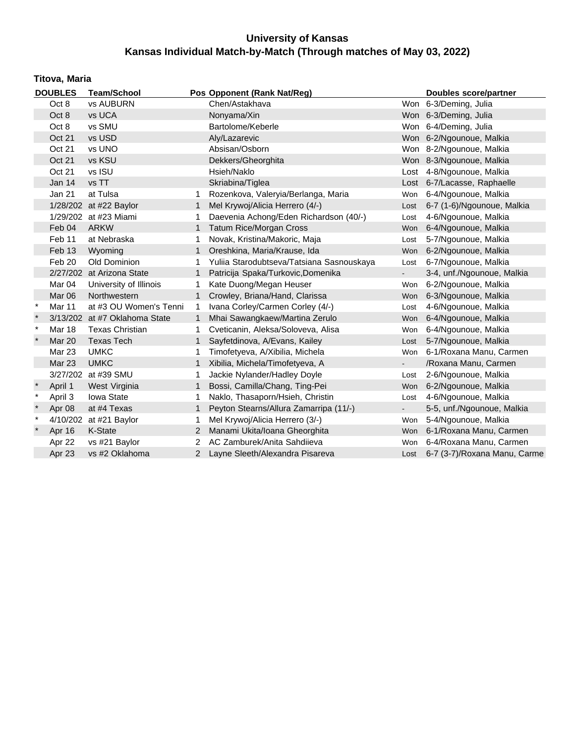# University of Kansas

## Kansas Individual Match-by-Match (Through matches of May 03, 2022)

### Titova, Maria

| DOUBLES | | Team/School | Pos | Opponent (Rank Nat/Reg) | | Doubles score/partner |
|---|---|---|---|---|---|---|
| | Oct 8 | vs AUBURN | | Chen/Astakhava | Won | 6-3/Deming, Julia |
| | Oct 8 | vs UCA | | Nonyama/Xin | Won | 6-3/Deming, Julia |
| | Oct 8 | vs SMU | | Bartolome/Keberle | Won | 6-4/Deming, Julia |
| | Oct 21 | vs USD | | Aly/Lazarevic | Won | 6-2/Ngounoue, Malkia |
| | Oct 21 | vs UNO | | Absisan/Osborn | Won | 8-2/Ngounoue, Malkia |
| | Oct 21 | vs KSU | | Dekkers/Gheorghita | Won | 8-3/Ngounoue, Malkia |
| | Oct 21 | vs ISU | | Hsieh/Naklo | Lost | 4-8/Ngounoue, Malkia |
| | Jan 14 | vs TT | | Skriabina/Tiglea | Lost | 6-7/Lacasse, Raphaelle |
| | Jan 21 | at Tulsa | 1 | Rozenkova, Valeryia/Berlanga, Maria | Won | 6-4/Ngounoue, Malkia |
| | 1/28/202 | at #22 Baylor | 1 | Mel Krywoj/Alicia Herrero (4/-) | Lost | 6-7 (1-6)/Ngounoue, Malkia |
| | 1/29/202 | at #23 Miami | 1 | Daevenia Achong/Eden Richardson (40/-) | Lost | 4-6/Ngounoue, Malkia |
| | Feb 04 | ARKW | 1 | Tatum Rice/Morgan Cross | Won | 6-4/Ngounoue, Malkia |
| | Feb 11 | at Nebraska | 1 | Novak, Kristina/Makoric, Maja | Lost | 5-7/Ngounoue, Malkia |
| | Feb 13 | Wyoming | 1 | Oreshkina, Maria/Krause, Ida | Won | 6-2/Ngounoue, Malkia |
| | Feb 20 | Old Dominion | 1 | Yuliia Starodubtseva/Tatsiana Sasnouskaya | Lost | 6-7/Ngounoue, Malkia |
| | 2/27/202 | at Arizona State | 1 | Patricija Spaka/Turkovic,Domenika | - | 3-4, unf./Ngounoue, Malkia |
| | Mar 04 | University of Illinois | 1 | Kate Duong/Megan Heuser | Won | 6-2/Ngounoue, Malkia |
| | Mar 06 | Northwestern | 1 | Crowley, Briana/Hand, Clarissa | Won | 6-3/Ngounoue, Malkia |
| * | Mar 11 | at #3 OU Women's Tenni | 1 | Ivana Corley/Carmen Corley (4/-) | Lost | 4-6/Ngounoue, Malkia |
| * | 3/13/202 | at #7 Oklahoma State | 1 | Mhai Sawangkaew/Martina Zerulo | Won | 6-4/Ngounoue, Malkia |
| * | Mar 18 | Texas Christian | 1 | Cveticanin, Aleksa/Soloveva, Alisa | Won | 6-4/Ngounoue, Malkia |
| * | Mar 20 | Texas Tech | 1 | Sayfetdinova, A/Evans, Kailey | Lost | 5-7/Ngounoue, Malkia |
| | Mar 23 | UMKC | 1 | Timofetyeva, A/Xibilia, Michela | Won | 6-1/Roxana Manu, Carmen |
| | Mar 23 | UMKC | 1 | Xibilia, Michela/Timofetyeva, A | - | /Roxana Manu, Carmen |
| | 3/27/202 | at #39 SMU | 1 | Jackie Nylander/Hadley Doyle | Lost | 2-6/Ngounoue, Malkia |
| * | April 1 | West Virginia | 1 | Bossi, Camilla/Chang, Ting-Pei | Won | 6-2/Ngounoue, Malkia |
| * | April 3 | Iowa State | 1 | Naklo, Thasaporn/Hsieh, Christin | Lost | 4-6/Ngounoue, Malkia |
| * | Apr 08 | at #4 Texas | 1 | Peyton Stearns/Allura Zamarripa (11/-) | - | 5-5, unf./Ngounoue, Malkia |
| * | 4/10/202 | at #21 Baylor | 1 | Mel Krywoj/Alicia Herrero (3/-) | Won | 5-4/Ngounoue, Malkia |
| * | Apr 16 | K-State | 2 | Manami Ukita/Ioana Gheorghita | Won | 6-1/Roxana Manu, Carmen |
| | Apr 22 | vs #21 Baylor | 2 | AC Zamburek/Anita Sahdiieva | Won | 6-4/Roxana Manu, Carmen |
| | Apr 23 | vs #2 Oklahoma | 2 | Layne Sleeth/Alexandra Pisareva | Lost | 6-7 (3-7)/Roxana Manu, Carme |